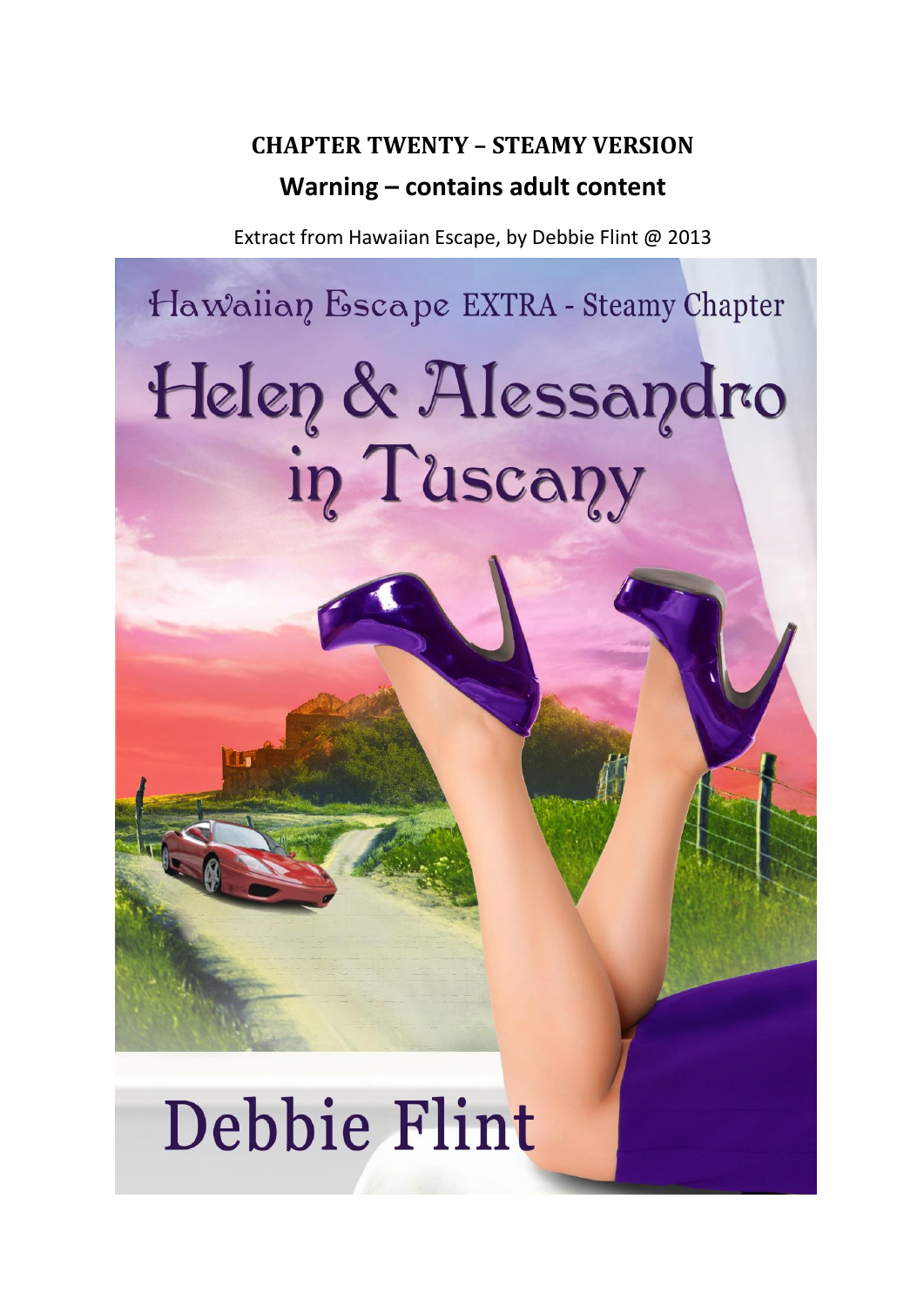**CHAPTER TWENTY – STEAMY VERSION**

**Warning – contains adult content**

Extract from Hawaiian Escape, by Debbie Flint @ 2013

Hawaiian Escape EXTRA - Steamy Chapter

# Helen & Alessandro in Tuscany

Debbie Flint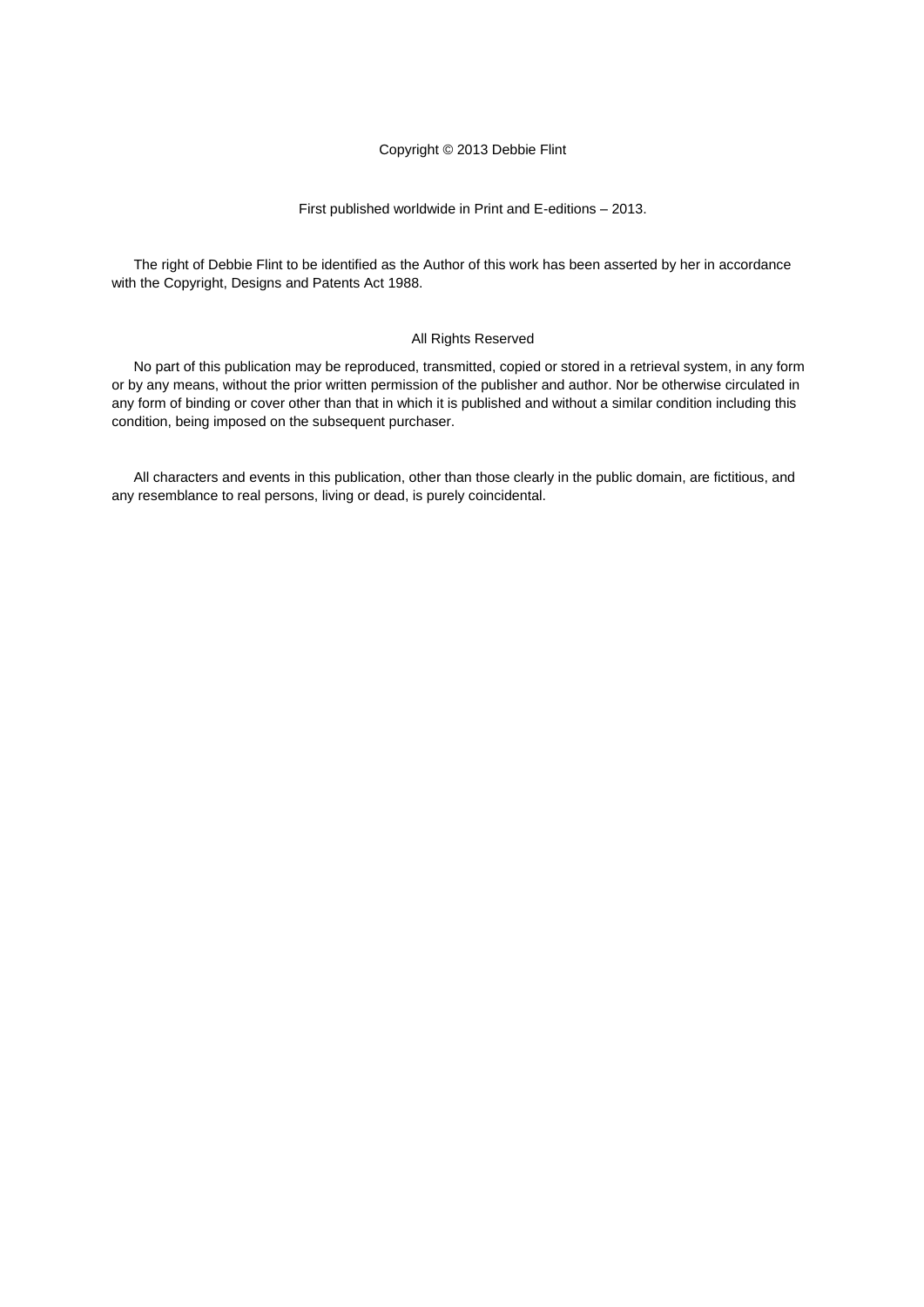Copyright © 2013 Debbie Flint

First published worldwide in Print and E-editions – 2013.

The right of Debbie Flint to be identified as the Author of this work has been asserted by her in accordance with the Copyright, Designs and Patents Act 1988.

All Rights Reserved

No part of this publication may be reproduced, transmitted, copied or stored in a retrieval system, in any form or by any means, without the prior written permission of the publisher and author. Nor be otherwise circulated in any form of binding or cover other than that in which it is published and without a similar condition including this condition, being imposed on the subsequent purchaser.

All characters and events in this publication, other than those clearly in the public domain, are fictitious, and any resemblance to real persons, living or dead, is purely coincidental.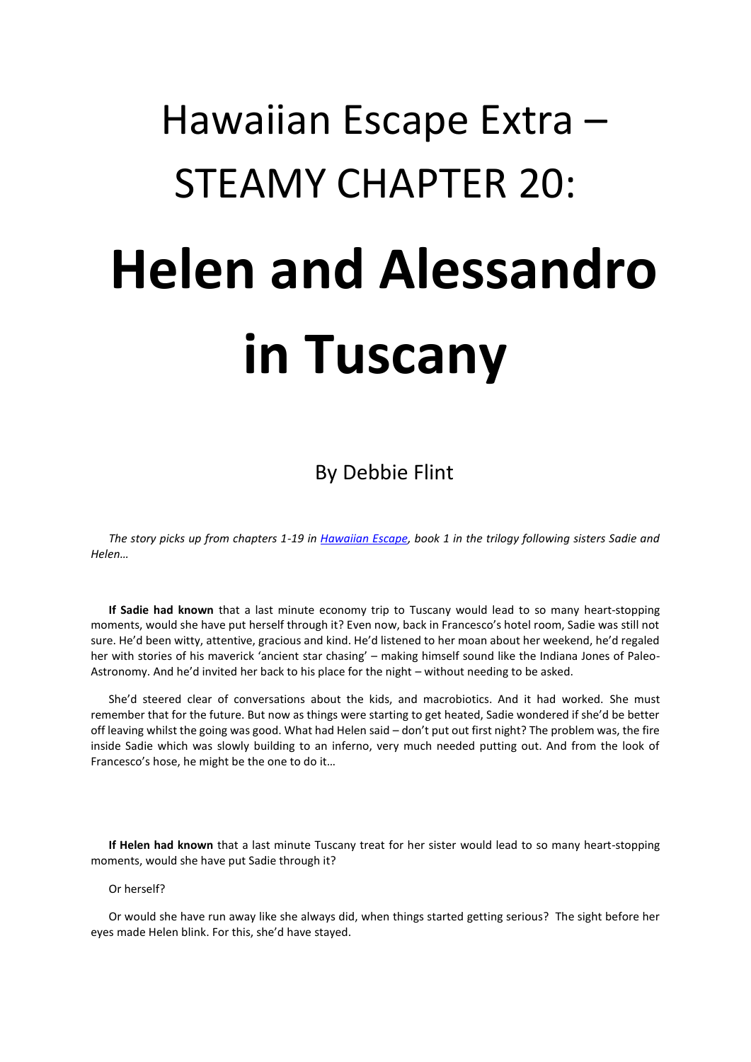# Hawaiian Escape Extra – STEAMY CHAPTER 20:

# **Helen and Alessandro in Tuscany**

By Debbie Flint

*The story picks up from chapters 1-19 in Hawaiian Escape, book 1 in the trilogy following sisters Sadie and Helen…*

**If Sadie had known** that a last minute economy trip to Tuscany would lead to so many heart-stopping moments, would she have put herself through it? Even now, back in Francesco's hotel room, Sadie was still not sure. He'd been witty, attentive, gracious and kind. He'd listened to her moan about her weekend, he'd regaled her with stories of his maverick 'ancient star chasing' – making himself sound like the Indiana Jones of Paleo-Astronomy. And he'd invited her back to his place for the night – without needing to be asked.

She'd steered clear of conversations about the kids, and macrobiotics. And it had worked. She must remember that for the future. But now as things were starting to get heated, Sadie wondered if she'd be better off leaving whilst the going was good. What had Helen said – don't put out first night? The problem was, the fire inside Sadie which was slowly building to an inferno, very much needed putting out. And from the look of Francesco's hose, he might be the one to do it…

**If Helen had known** that a last minute Tuscany treat for her sister would lead to so many heart-stopping moments, would she have put Sadie through it?

Or herself?

Or would she have run away like she always did, when things started getting serious? The sight before her eyes made Helen blink. For this, she'd have stayed.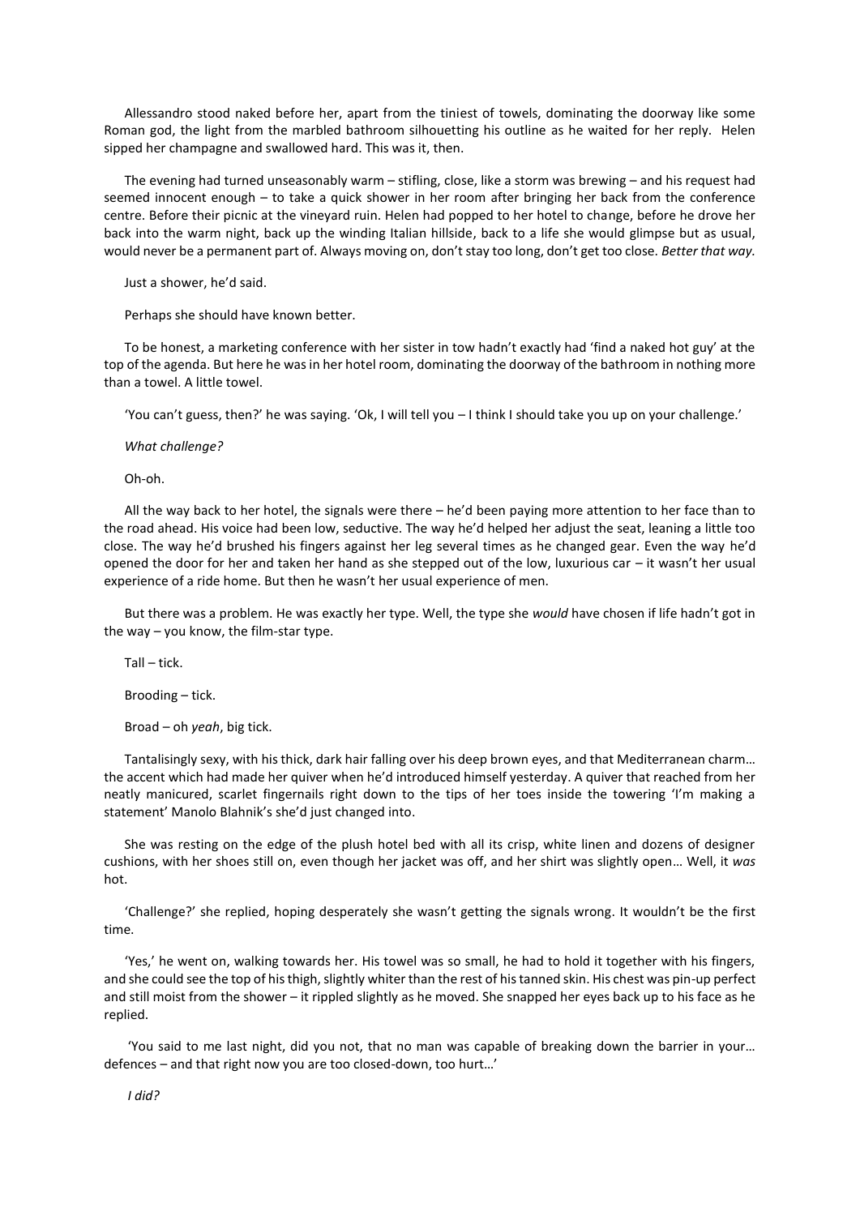Allessandro stood naked before her, apart from the tiniest of towels, dominating the doorway like some Roman god, the light from the marbled bathroom silhouetting his outline as he waited for her reply. Helen sipped her champagne and swallowed hard. This was it, then.

The evening had turned unseasonably warm – stifling, close, like a storm was brewing – and his request had seemed innocent enough – to take a quick shower in her room after bringing her back from the conference centre. Before their picnic at the vineyard ruin. Helen had popped to her hotel to change, before he drove her back into the warm night, back up the winding Italian hillside, back to a life she would glimpse but as usual, would never be a permanent part of. Always moving on, don't stay too long, don't get too close. *Better that way.*

Just a shower, he'd said.

Perhaps she should have known better.

To be honest, a marketing conference with her sister in tow hadn't exactly had 'find a naked hot guy' at the top of the agenda. But here he was in her hotel room, dominating the doorway of the bathroom in nothing more than a towel. A little towel.

'You can't guess, then?' he was saying. 'Ok, I will tell you – I think I should take you up on your challenge.'

*What challenge?*

Oh-oh.

All the way back to her hotel, the signals were there – he'd been paying more attention to her face than to the road ahead. His voice had been low, seductive. The way he'd helped her adjust the seat, leaning a little too close. The way he'd brushed his fingers against her leg several times as he changed gear. Even the way he'd opened the door for her and taken her hand as she stepped out of the low, luxurious car – it wasn't her usual experience of a ride home. But then he wasn't her usual experience of men.

But there was a problem. He was exactly her type. Well, the type she *would* have chosen if life hadn't got in the way – you know, the film-star type.

Tall – tick.

Brooding – tick.

Broad – oh *yeah*, big tick.

Tantalisingly sexy, with his thick, dark hair falling over his deep brown eyes, and that Mediterranean charm… the accent which had made her quiver when he'd introduced himself yesterday. A quiver that reached from her neatly manicured, scarlet fingernails right down to the tips of her toes inside the towering 'I'm making a statement' Manolo Blahnik's she'd just changed into.

She was resting on the edge of the plush hotel bed with all its crisp, white linen and dozens of designer cushions, with her shoes still on, even though her jacket was off, and her shirt was slightly open… Well, it *was* hot.

'Challenge?' she replied, hoping desperately she wasn't getting the signals wrong. It wouldn't be the first time.

'Yes,' he went on, walking towards her. His towel was so small, he had to hold it together with his fingers, and she could see the top of his thigh, slightly whiter than the rest of his tanned skin. His chest was pin-up perfect and still moist from the shower – it rippled slightly as he moved. She snapped her eyes back up to his face as he replied.

'You said to me last night, did you not, that no man was capable of breaking down the barrier in your… defences – and that right now you are too closed-down, too hurt…'

*I did?*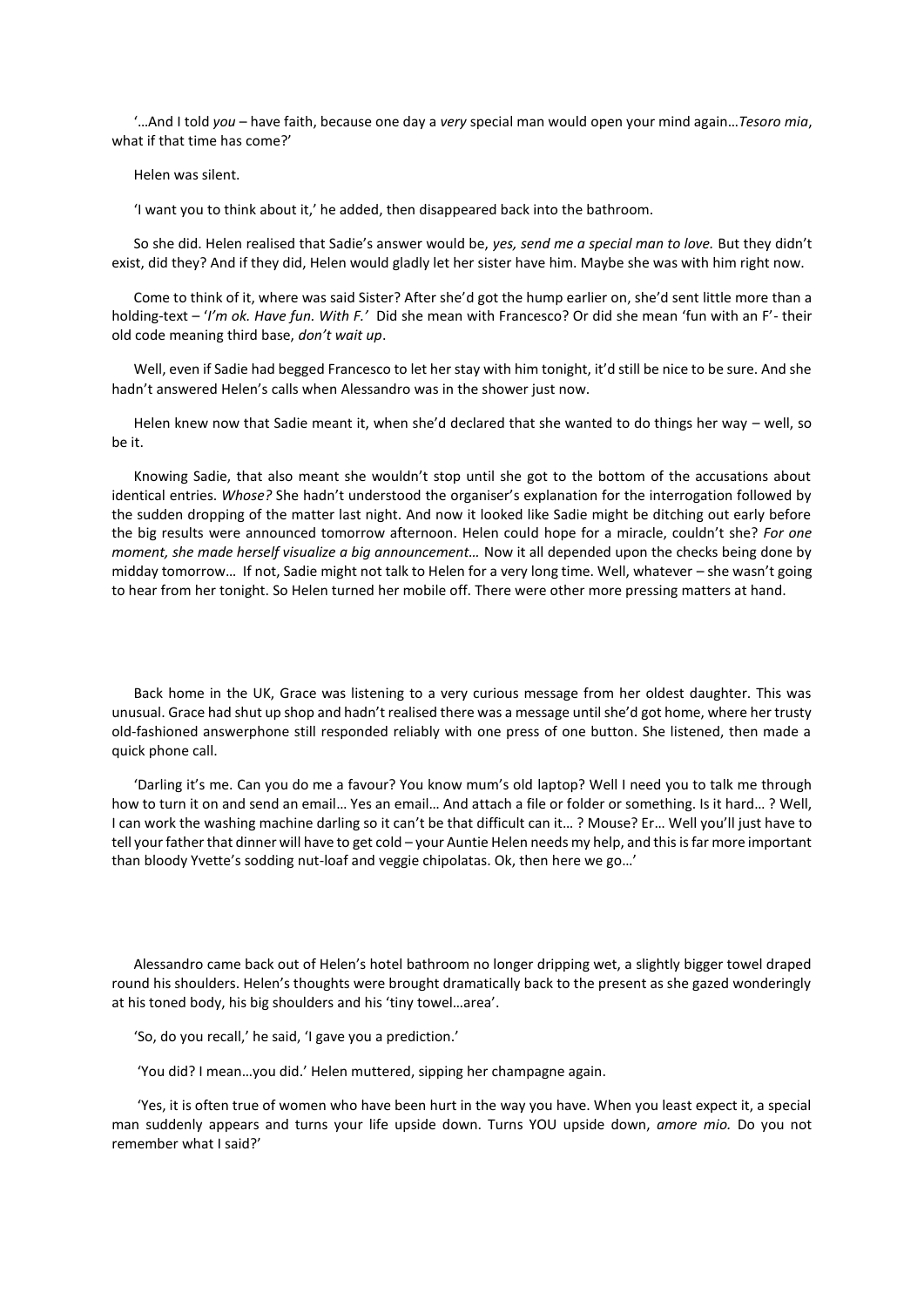'…And I told *you* – have faith, because one day a *very* special man would open your mind again…*Tesoro mia*, what if that time has come?'

Helen was silent.

'I want you to think about it,' he added, then disappeared back into the bathroom.

So she did. Helen realised that Sadie's answer would be, *yes, send me a special man to love.* But they didn't exist, did they? And if they did, Helen would gladly let her sister have him. Maybe she was with him right now.

Come to think of it, where was said Sister? After she'd got the hump earlier on, she'd sent little more than a holding-text – '*I'm ok. Have fun. With F.'* Did she mean with Francesco? Or did she mean 'fun with an F'- their old code meaning third base, *don't wait up*.

Well, even if Sadie had begged Francesco to let her stay with him tonight, it'd still be nice to be sure. And she hadn't answered Helen's calls when Alessandro was in the shower just now.

Helen knew now that Sadie meant it, when she'd declared that she wanted to do things her way – well, so be it.

Knowing Sadie, that also meant she wouldn't stop until she got to the bottom of the accusations about identical entries. *Whose?* She hadn't understood the organiser's explanation for the interrogation followed by the sudden dropping of the matter last night. And now it looked like Sadie might be ditching out early before the big results were announced tomorrow afternoon. Helen could hope for a miracle, couldn't she? *For one moment, she made herself visualize a big announcement…* Now it all depended upon the checks being done by midday tomorrow… If not, Sadie might not talk to Helen for a very long time. Well, whatever – she wasn't going to hear from her tonight. So Helen turned her mobile off. There were other more pressing matters at hand.

Back home in the UK, Grace was listening to a very curious message from her oldest daughter. This was unusual. Grace had shut up shop and hadn't realised there was a message until she'd got home, where her trusty old-fashioned answerphone still responded reliably with one press of one button. She listened, then made a quick phone call.

'Darling it's me. Can you do me a favour? You know mum's old laptop? Well I need you to talk me through how to turn it on and send an email… Yes an email… And attach a file or folder or something. Is it hard… ? Well, I can work the washing machine darling so it can't be that difficult can it… ? Mouse? Er… Well you'll just have to tell your father that dinner will have to get cold – your Auntie Helen needs my help, and this is far more important than bloody Yvette's sodding nut-loaf and veggie chipolatas. Ok, then here we go…'

Alessandro came back out of Helen's hotel bathroom no longer dripping wet, a slightly bigger towel draped round his shoulders. Helen's thoughts were brought dramatically back to the present as she gazed wonderingly at his toned body, his big shoulders and his 'tiny towel…area'.

'So, do you recall,' he said, 'I gave you a prediction.'

'You did? I mean…you did.' Helen muttered, sipping her champagne again.

'Yes, it is often true of women who have been hurt in the way you have. When you least expect it, a special man suddenly appears and turns your life upside down. Turns YOU upside down, *amore mio.* Do you not remember what I said?'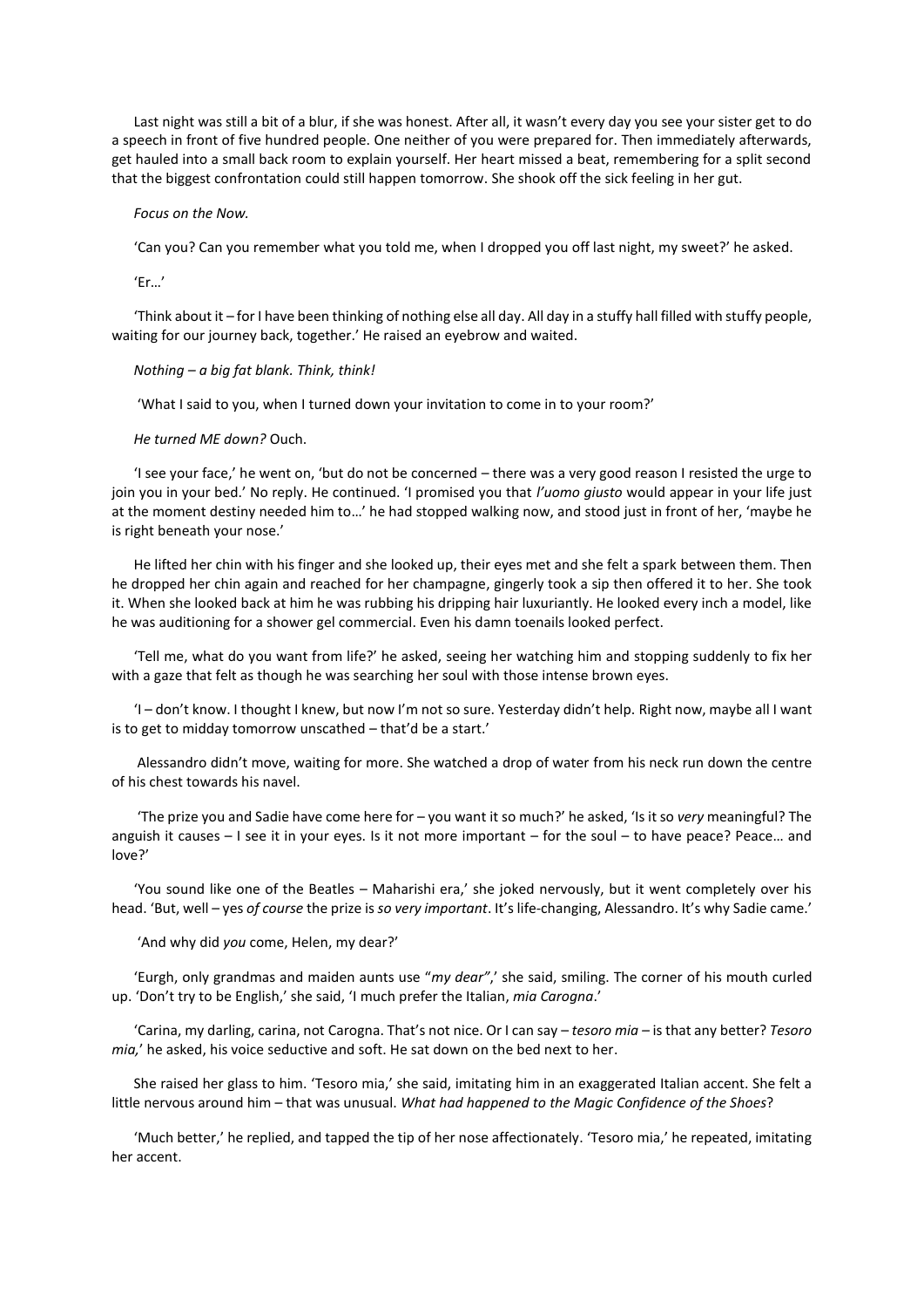Last night was still a bit of a blur, if she was honest. After all, it wasn't every day you see your sister get to do a speech in front of five hundred people. One neither of you were prepared for. Then immediately afterwards, get hauled into a small back room to explain yourself. Her heart missed a beat, remembering for a split second that the biggest confrontation could still happen tomorrow. She shook off the sick feeling in her gut.

*Focus on the Now.*

'Can you? Can you remember what you told me, when I dropped you off last night, my sweet?' he asked.

'Er…'

'Think about it – for I have been thinking of nothing else all day. All day in a stuffy hall filled with stuffy people, waiting for our journey back, together.' He raised an eyebrow and waited.

*Nothing – a big fat blank. Think, think!*

'What I said to you, when I turned down your invitation to come in to your room?'

*He turned ME down?* Ouch.

'I see your face,' he went on, 'but do not be concerned – there was a very good reason I resisted the urge to join you in your bed.' No reply. He continued. 'I promised you that *l'uomo giusto* would appear in your life just at the moment destiny needed him to…' he had stopped walking now, and stood just in front of her, 'maybe he is right beneath your nose.'

He lifted her chin with his finger and she looked up, their eyes met and she felt a spark between them. Then he dropped her chin again and reached for her champagne, gingerly took a sip then offered it to her. She took it. When she looked back at him he was rubbing his dripping hair luxuriantly. He looked every inch a model, like he was auditioning for a shower gel commercial. Even his damn toenails looked perfect.

'Tell me, what do you want from life?' he asked, seeing her watching him and stopping suddenly to fix her with a gaze that felt as though he was searching her soul with those intense brown eyes.

'I – don't know. I thought I knew, but now I'm not so sure. Yesterday didn't help. Right now, maybe all I want is to get to midday tomorrow unscathed – that'd be a start.'

Alessandro didn't move, waiting for more. She watched a drop of water from his neck run down the centre of his chest towards his navel.

'The prize you and Sadie have come here for – you want it so much?' he asked, 'Is it so *very* meaningful? The anguish it causes – I see it in your eyes. Is it not more important – for the soul – to have peace? Peace… and love?'

'You sound like one of the Beatles – Maharishi era,' she joked nervously, but it went completely over his head. 'But, well – yes *of course* the prize is *so very important*. It's life-changing, Alessandro. It's why Sadie came.'

'And why did *you* come, Helen, my dear?'

'Eurgh, only grandmas and maiden aunts use "*my dear*",' she said, smiling. The corner of his mouth curled up. 'Don't try to be English,' she said, 'I much prefer the Italian, *mia Carogna*.'

'Carina, my darling, carina, not Carogna. That's not nice. Or I can say – *tesoro mia* – is that any better? *Tesoro mia,*' he asked, his voice seductive and soft. He sat down on the bed next to her.

She raised her glass to him. 'Tesoro mia,' she said, imitating him in an exaggerated Italian accent. She felt a little nervous around him – that was unusual. *What had happened to the Magic Confidence of the Shoes*?

'Much better,' he replied, and tapped the tip of her nose affectionately. 'Tesoro mia,' he repeated, imitating her accent.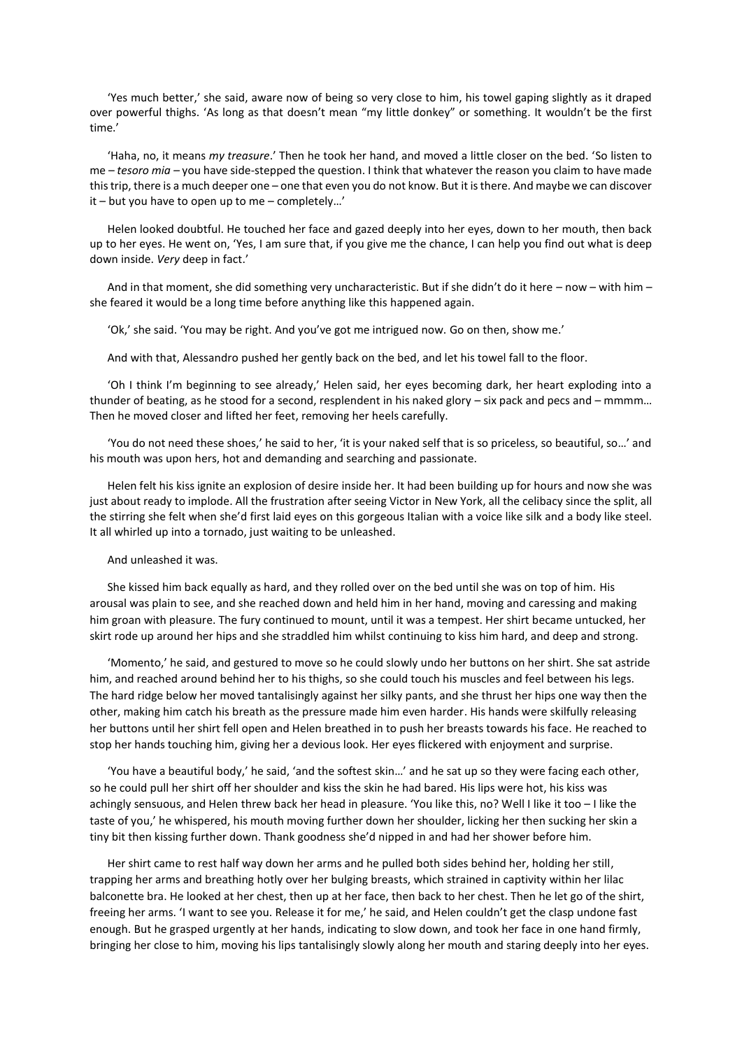'Yes much better,' she said, aware now of being so very close to him, his towel gaping slightly as it draped over powerful thighs. 'As long as that doesn't mean "my little donkey" or something. It wouldn't be the first time.'

'Haha, no, it means *my treasure*.' Then he took her hand, and moved a little closer on the bed. 'So listen to me – *tesoro mia* – you have side-stepped the question. I think that whatever the reason you claim to have made this trip, there is a much deeper one – one that even you do not know. But it is there. And maybe we can discover it – but you have to open up to me – completely…'

Helen looked doubtful. He touched her face and gazed deeply into her eyes, down to her mouth, then back up to her eyes. He went on, 'Yes, I am sure that, if you give me the chance, I can help you find out what is deep down inside. *Very* deep in fact.'

And in that moment, she did something very uncharacteristic. But if she didn't do it here – now – with him – she feared it would be a long time before anything like this happened again.

'Ok,' she said. 'You may be right. And you've got me intrigued now. Go on then, show me.'

And with that, Alessandro pushed her gently back on the bed, and let his towel fall to the floor.

'Oh I think I'm beginning to see already,' Helen said, her eyes becoming dark, her heart exploding into a thunder of beating, as he stood for a second, resplendent in his naked glory – six pack and pecs and – mmmm… Then he moved closer and lifted her feet, removing her heels carefully.

'You do not need these shoes,' he said to her, 'it is your naked self that is so priceless, so beautiful, so…' and his mouth was upon hers, hot and demanding and searching and passionate.

Helen felt his kiss ignite an explosion of desire inside her. It had been building up for hours and now she was just about ready to implode. All the frustration after seeing Victor in New York, all the celibacy since the split, all the stirring she felt when she'd first laid eyes on this gorgeous Italian with a voice like silk and a body like steel. It all whirled up into a tornado, just waiting to be unleashed.

And unleashed it was.

She kissed him back equally as hard, and they rolled over on the bed until she was on top of him. His arousal was plain to see, and she reached down and held him in her hand, moving and caressing and making him groan with pleasure. The fury continued to mount, until it was a tempest. Her shirt became untucked, her skirt rode up around her hips and she straddled him whilst continuing to kiss him hard, and deep and strong.

'Momento,' he said, and gestured to move so he could slowly undo her buttons on her shirt. She sat astride him, and reached around behind her to his thighs, so she could touch his muscles and feel between his legs. The hard ridge below her moved tantalisingly against her silky pants, and she thrust her hips one way then the other, making him catch his breath as the pressure made him even harder. His hands were skilfully releasing her buttons until her shirt fell open and Helen breathed in to push her breasts towards his face. He reached to stop her hands touching him, giving her a devious look. Her eyes flickered with enjoyment and surprise.

'You have a beautiful body,' he said, 'and the softest skin…' and he sat up so they were facing each other, so he could pull her shirt off her shoulder and kiss the skin he had bared. His lips were hot, his kiss was achingly sensuous, and Helen threw back her head in pleasure. 'You like this, no? Well I like it too – I like the taste of you,' he whispered, his mouth moving further down her shoulder, licking her then sucking her skin a tiny bit then kissing further down. Thank goodness she'd nipped in and had her shower before him.

Her shirt came to rest half way down her arms and he pulled both sides behind her, holding her still, trapping her arms and breathing hotly over her bulging breasts, which strained in captivity within her lilac balconette bra. He looked at her chest, then up at her face, then back to her chest. Then he let go of the shirt, freeing her arms. 'I want to see you. Release it for me,' he said, and Helen couldn't get the clasp undone fast enough. But he grasped urgently at her hands, indicating to slow down, and took her face in one hand firmly, bringing her close to him, moving his lips tantalisingly slowly along her mouth and staring deeply into her eyes.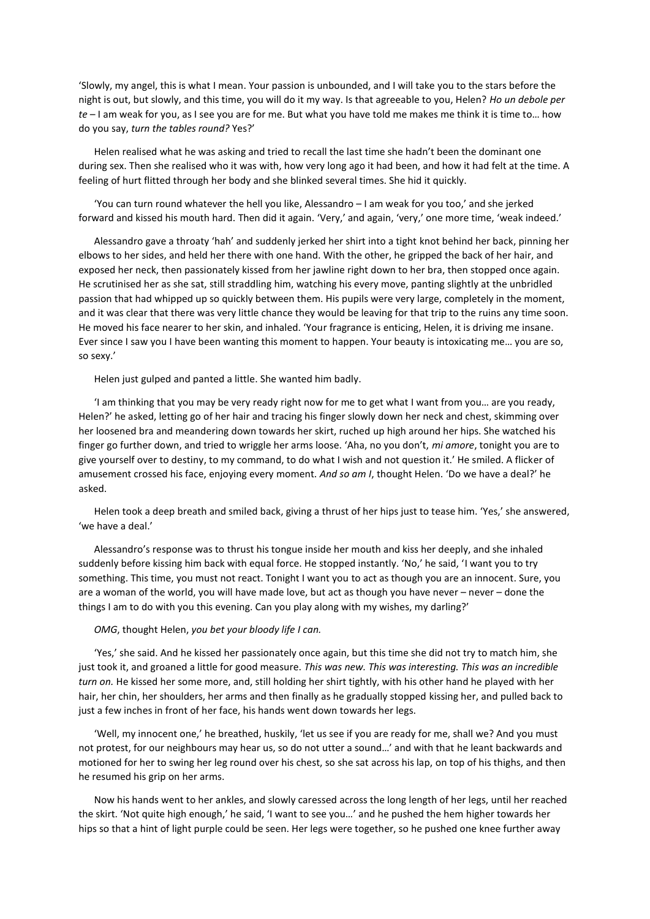'Slowly, my angel, this is what I mean. Your passion is unbounded, and I will take you to the stars before the night is out, but slowly, and this time, you will do it my way. Is that agreeable to you, Helen? *Ho un debole per te* – I am weak for you, as I see you are for me. But what you have told me makes me think it is time to… how do you say, *turn the tables round?* Yes?'

Helen realised what he was asking and tried to recall the last time she hadn't been the dominant one during sex. Then she realised who it was with, how very long ago it had been, and how it had felt at the time. A feeling of hurt flitted through her body and she blinked several times. She hid it quickly.

'You can turn round whatever the hell you like, Alessandro – I am weak for you too,' and she jerked forward and kissed his mouth hard. Then did it again. 'Very,' and again, 'very,' one more time, 'weak indeed.'

Alessandro gave a throaty 'hah' and suddenly jerked her shirt into a tight knot behind her back, pinning her elbows to her sides, and held her there with one hand. With the other, he gripped the back of her hair, and exposed her neck, then passionately kissed from her jawline right down to her bra, then stopped once again. He scrutinised her as she sat, still straddling him, watching his every move, panting slightly at the unbridled passion that had whipped up so quickly between them. His pupils were very large, completely in the moment, and it was clear that there was very little chance they would be leaving for that trip to the ruins any time soon. He moved his face nearer to her skin, and inhaled. 'Your fragrance is enticing, Helen, it is driving me insane. Ever since I saw you I have been wanting this moment to happen. Your beauty is intoxicating me… you are so, so sexy.'

Helen just gulped and panted a little. She wanted him badly.

'I am thinking that you may be very ready right now for me to get what I want from you… are you ready, Helen?' he asked, letting go of her hair and tracing his finger slowly down her neck and chest, skimming over her loosened bra and meandering down towards her skirt, ruched up high around her hips. She watched his finger go further down, and tried to wriggle her arms loose. 'Aha, no you don't, *mi amore*, tonight you are to give yourself over to destiny, to my command, to do what I wish and not question it.' He smiled. A flicker of amusement crossed his face, enjoying every moment. *And so am I*, thought Helen. 'Do we have a deal?' he asked.

Helen took a deep breath and smiled back, giving a thrust of her hips just to tease him. 'Yes,' she answered, 'we have a deal.'

Alessandro's response was to thrust his tongue inside her mouth and kiss her deeply, and she inhaled suddenly before kissing him back with equal force. He stopped instantly. 'No,' he said, 'I want you to try something. This time, you must not react. Tonight I want you to act as though you are an innocent. Sure, you are a woman of the world, you will have made love, but act as though you have never – never – done the things I am to do with you this evening. Can you play along with my wishes, my darling?'

*OMG*, thought Helen, *you bet your bloody life I can.*

'Yes,' she said. And he kissed her passionately once again, but this time she did not try to match him, she just took it, and groaned a little for good measure. *This was new. This was interesting. This was an incredible turn on.* He kissed her some more, and, still holding her shirt tightly, with his other hand he played with her hair, her chin, her shoulders, her arms and then finally as he gradually stopped kissing her, and pulled back to just a few inches in front of her face, his hands went down towards her legs.

'Well, my innocent one,' he breathed, huskily, 'let us see if you are ready for me, shall we? And you must not protest, for our neighbours may hear us, so do not utter a sound…' and with that he leant backwards and motioned for her to swing her leg round over his chest, so she sat across his lap, on top of his thighs, and then he resumed his grip on her arms.

Now his hands went to her ankles, and slowly caressed across the long length of her legs, until her reached the skirt. 'Not quite high enough,' he said, 'I want to see you…' and he pushed the hem higher towards her hips so that a hint of light purple could be seen. Her legs were together, so he pushed one knee further away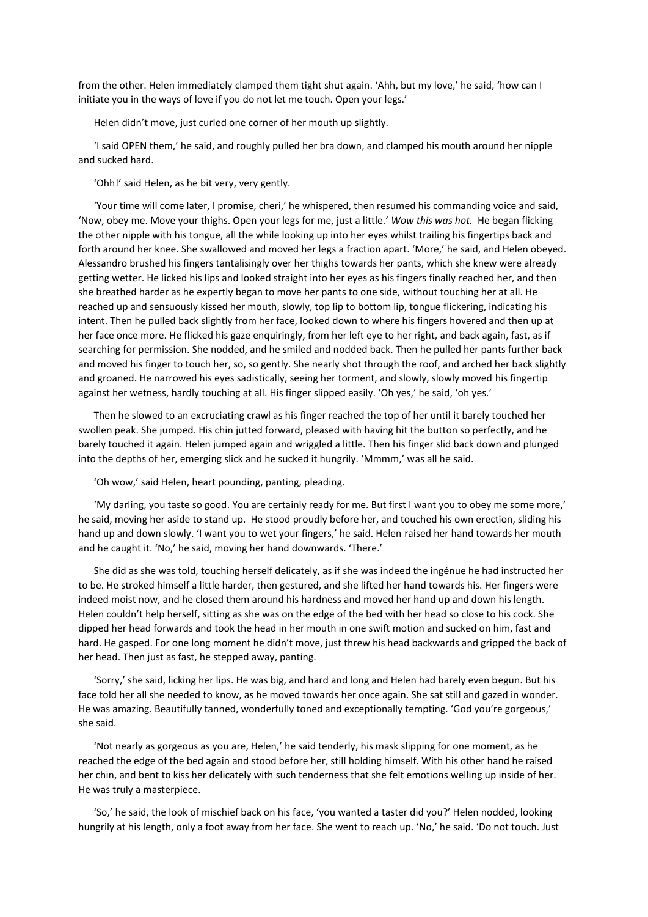from the other. Helen immediately clamped them tight shut again. 'Ahh, but my love,' he said, 'how can I initiate you in the ways of love if you do not let me touch. Open your legs.'

Helen didn't move, just curled one corner of her mouth up slightly.

'I said OPEN them,' he said, and roughly pulled her bra down, and clamped his mouth around her nipple and sucked hard.

'Ohh!' said Helen, as he bit very, very gently.

'Your time will come later, I promise, cheri,' he whispered, then resumed his commanding voice and said, 'Now, obey me. Move your thighs. Open your legs for me, just a little.' *Wow this was hot.* He began flicking the other nipple with his tongue, all the while looking up into her eyes whilst trailing his fingertips back and forth around her knee. She swallowed and moved her legs a fraction apart. 'More,' he said, and Helen obeyed. Alessandro brushed his fingers tantalisingly over her thighs towards her pants, which she knew were already getting wetter. He licked his lips and looked straight into her eyes as his fingers finally reached her, and then she breathed harder as he expertly began to move her pants to one side, without touching her at all. He reached up and sensuously kissed her mouth, slowly, top lip to bottom lip, tongue flickering, indicating his intent. Then he pulled back slightly from her face, looked down to where his fingers hovered and then up at her face once more. He flicked his gaze enquiringly, from her left eye to her right, and back again, fast, as if searching for permission. She nodded, and he smiled and nodded back. Then he pulled her pants further back and moved his finger to touch her, so, so gently. She nearly shot through the roof, and arched her back slightly and groaned. He narrowed his eyes sadistically, seeing her torment, and slowly, slowly moved his fingertip against her wetness, hardly touching at all. His finger slipped easily. 'Oh yes,' he said, 'oh yes.'

Then he slowed to an excruciating crawl as his finger reached the top of her until it barely touched her swollen peak. She jumped. His chin jutted forward, pleased with having hit the button so perfectly, and he barely touched it again. Helen jumped again and wriggled a little. Then his finger slid back down and plunged into the depths of her, emerging slick and he sucked it hungrily. 'Mmmm,' was all he said.

'Oh wow,' said Helen, heart pounding, panting, pleading.

'My darling, you taste so good. You are certainly ready for me. But first I want you to obey me some more,' he said, moving her aside to stand up. He stood proudly before her, and touched his own erection, sliding his hand up and down slowly. 'I want you to wet your fingers,' he said. Helen raised her hand towards her mouth and he caught it. 'No,' he said, moving her hand downwards. 'There.'

She did as she was told, touching herself delicately, as if she was indeed the ingénue he had instructed her to be. He stroked himself a little harder, then gestured, and she lifted her hand towards his. Her fingers were indeed moist now, and he closed them around his hardness and moved her hand up and down his length. Helen couldn't help herself, sitting as she was on the edge of the bed with her head so close to his cock. She dipped her head forwards and took the head in her mouth in one swift motion and sucked on him, fast and hard. He gasped. For one long moment he didn't move, just threw his head backwards and gripped the back of her head. Then just as fast, he stepped away, panting.

'Sorry,' she said, licking her lips. He was big, and hard and long and Helen had barely even begun. But his face told her all she needed to know, as he moved towards her once again. She sat still and gazed in wonder. He was amazing. Beautifully tanned, wonderfully toned and exceptionally tempting. 'God you're gorgeous,' she said.

'Not nearly as gorgeous as you are, Helen,' he said tenderly, his mask slipping for one moment, as he reached the edge of the bed again and stood before her, still holding himself. With his other hand he raised her chin, and bent to kiss her delicately with such tenderness that she felt emotions welling up inside of her. He was truly a masterpiece.

'So,' he said, the look of mischief back on his face, 'you wanted a taster did you?' Helen nodded, looking hungrily at his length, only a foot away from her face. She went to reach up. 'No,' he said. 'Do not touch. Just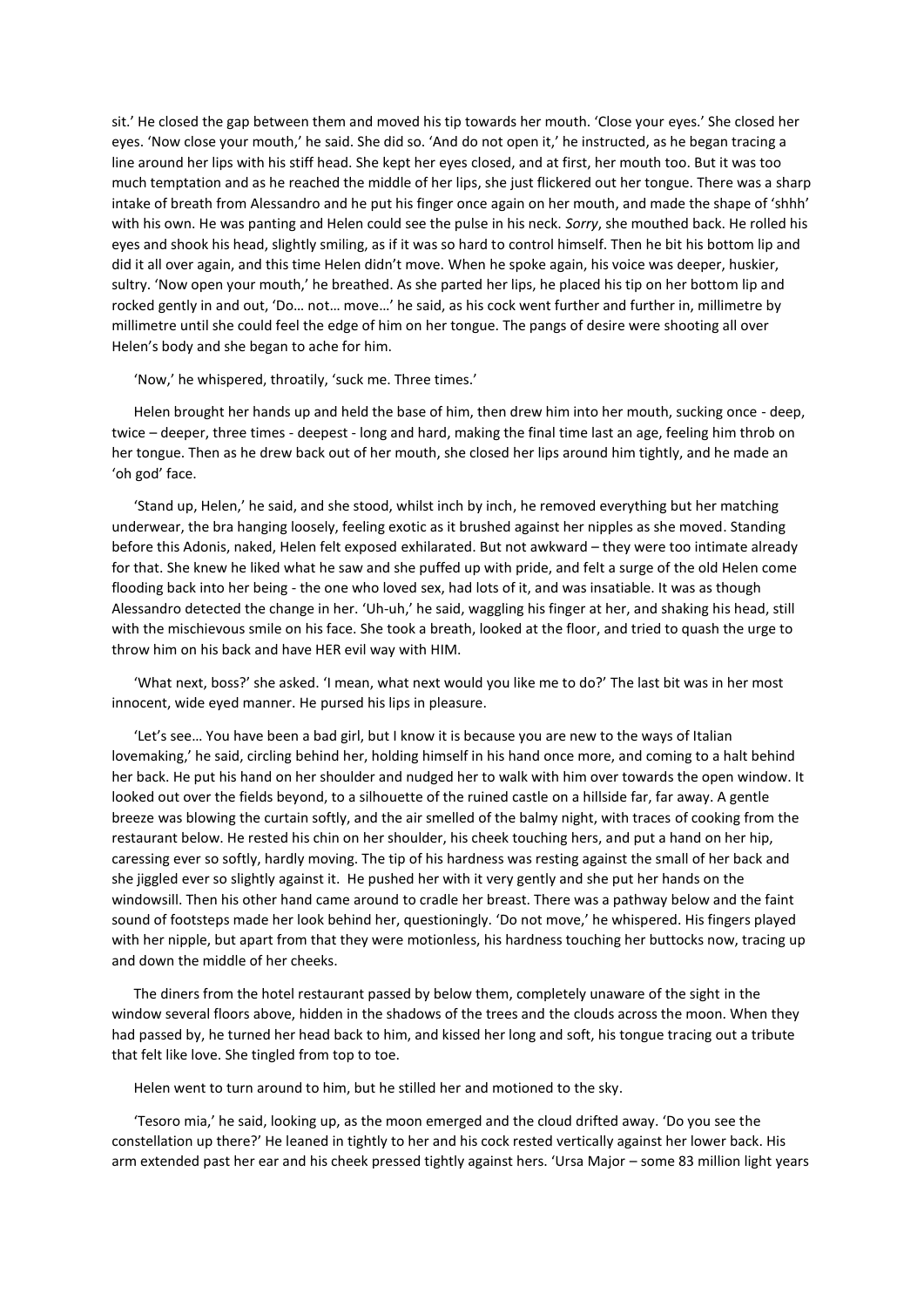sit.' He closed the gap between them and moved his tip towards her mouth. 'Close your eyes.' She closed her eyes. 'Now close your mouth,' he said. She did so. 'And do not open it,' he instructed, as he began tracing a line around her lips with his stiff head. She kept her eyes closed, and at first, her mouth too. But it was too much temptation and as he reached the middle of her lips, she just flickered out her tongue. There was a sharp intake of breath from Alessandro and he put his finger once again on her mouth, and made the shape of 'shhh' with his own. He was panting and Helen could see the pulse in his neck. *Sorry*, she mouthed back. He rolled his eyes and shook his head, slightly smiling, as if it was so hard to control himself. Then he bit his bottom lip and did it all over again, and this time Helen didn't move. When he spoke again, his voice was deeper, huskier, sultry. 'Now open your mouth,' he breathed. As she parted her lips, he placed his tip on her bottom lip and rocked gently in and out, 'Do… not… move…' he said, as his cock went further and further in, millimetre by millimetre until she could feel the edge of him on her tongue. The pangs of desire were shooting all over Helen's body and she began to ache for him.

'Now,' he whispered, throatily, 'suck me. Three times.'

Helen brought her hands up and held the base of him, then drew him into her mouth, sucking once - deep, twice – deeper, three times - deepest - long and hard, making the final time last an age, feeling him throb on her tongue. Then as he drew back out of her mouth, she closed her lips around him tightly, and he made an 'oh god' face.

'Stand up, Helen,' he said, and she stood, whilst inch by inch, he removed everything but her matching underwear, the bra hanging loosely, feeling exotic as it brushed against her nipples as she moved. Standing before this Adonis, naked, Helen felt exposed exhilarated. But not awkward – they were too intimate already for that. She knew he liked what he saw and she puffed up with pride, and felt a surge of the old Helen come flooding back into her being - the one who loved sex, had lots of it, and was insatiable. It was as though Alessandro detected the change in her. 'Uh-uh,' he said, waggling his finger at her, and shaking his head, still with the mischievous smile on his face. She took a breath, looked at the floor, and tried to quash the urge to throw him on his back and have HER evil way with HIM.

'What next, boss?' she asked. 'I mean, what next would you like me to do?' The last bit was in her most innocent, wide eyed manner. He pursed his lips in pleasure.

'Let's see… You have been a bad girl, but I know it is because you are new to the ways of Italian lovemaking,' he said, circling behind her, holding himself in his hand once more, and coming to a halt behind her back. He put his hand on her shoulder and nudged her to walk with him over towards the open window. It looked out over the fields beyond, to a silhouette of the ruined castle on a hillside far, far away. A gentle breeze was blowing the curtain softly, and the air smelled of the balmy night, with traces of cooking from the restaurant below. He rested his chin on her shoulder, his cheek touching hers, and put a hand on her hip, caressing ever so softly, hardly moving. The tip of his hardness was resting against the small of her back and she jiggled ever so slightly against it. He pushed her with it very gently and she put her hands on the windowsill. Then his other hand came around to cradle her breast. There was a pathway below and the faint sound of footsteps made her look behind her, questioningly. 'Do not move,' he whispered. His fingers played with her nipple, but apart from that they were motionless, his hardness touching her buttocks now, tracing up and down the middle of her cheeks.

The diners from the hotel restaurant passed by below them, completely unaware of the sight in the window several floors above, hidden in the shadows of the trees and the clouds across the moon. When they had passed by, he turned her head back to him, and kissed her long and soft, his tongue tracing out a tribute that felt like love. She tingled from top to toe.

Helen went to turn around to him, but he stilled her and motioned to the sky.

'Tesoro mia,' he said, looking up, as the moon emerged and the cloud drifted away. 'Do you see the constellation up there?' He leaned in tightly to her and his cock rested vertically against her lower back. His arm extended past her ear and his cheek pressed tightly against hers. 'Ursa Major – some 83 million light years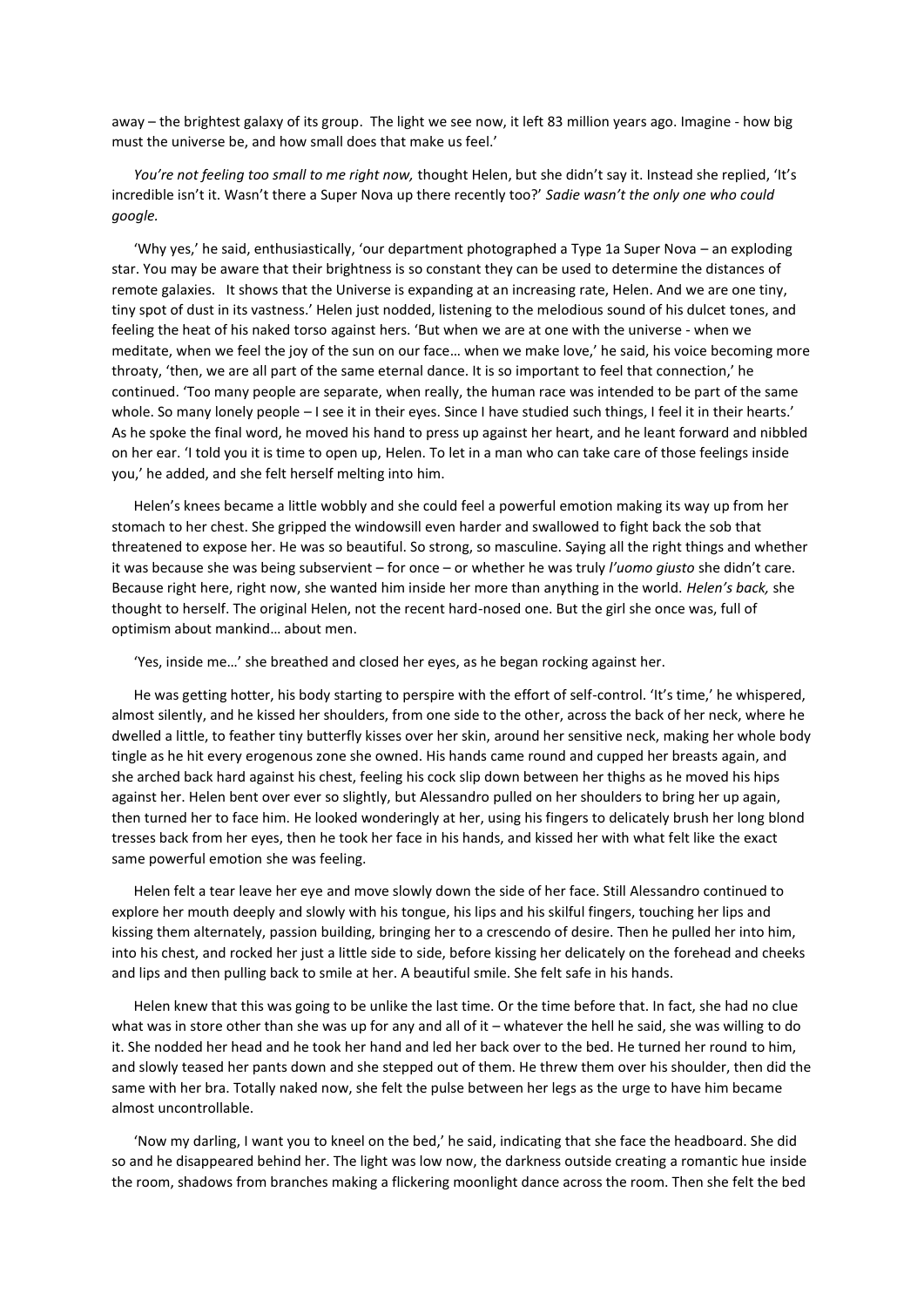away – the brightest galaxy of its group.  The light we see now, it left 83 million years ago. Imagine - how big must the universe be, and how small does that make us feel.'

*You're not feeling too small to me right now,* thought Helen, but she didn't say it. Instead she replied, 'It's incredible isn't it. Wasn't there a Super Nova up there recently too?' *Sadie wasn't the only one who could google.*

'Why yes,' he said, enthusiastically, 'our department photographed a Type 1a Super Nova – an exploding star. You may be aware that their brightness is so constant they can be used to determine the distances of remote galaxies.   It shows that the Universe is expanding at an increasing rate, Helen. And we are one tiny, tiny spot of dust in its vastness.' Helen just nodded, listening to the melodious sound of his dulcet tones, and feeling the heat of his naked torso against hers. 'But when we are at one with the universe - when we meditate, when we feel the joy of the sun on our face… when we make love,' he said, his voice becoming more throaty, 'then, we are all part of the same eternal dance. It is so important to feel that connection,' he continued. 'Too many people are separate, when really, the human race was intended to be part of the same whole. So many lonely people – I see it in their eyes. Since I have studied such things, I feel it in their hearts.' As he spoke the final word, he moved his hand to press up against her heart, and he leant forward and nibbled on her ear. 'I told you it is time to open up, Helen. To let in a man who can take care of those feelings inside you,' he added, and she felt herself melting into him.

Helen's knees became a little wobbly and she could feel a powerful emotion making its way up from her stomach to her chest. She gripped the windowsill even harder and swallowed to fight back the sob that threatened to expose her. He was so beautiful. So strong, so masculine. Saying all the right things and whether it was because she was being subservient – for once – or whether he was truly *l'uomo giusto* she didn't care. Because right here, right now, she wanted him inside her more than anything in the world. *Helen's back,* she thought to herself. The original Helen, not the recent hard-nosed one. But the girl she once was, full of optimism about mankind… about men.

'Yes, inside me…' she breathed and closed her eyes, as he began rocking against her.

He was getting hotter, his body starting to perspire with the effort of self-control. 'It's time,' he whispered, almost silently, and he kissed her shoulders, from one side to the other, across the back of her neck, where he dwelled a little, to feather tiny butterfly kisses over her skin, around her sensitive neck, making her whole body tingle as he hit every erogenous zone she owned. His hands came round and cupped her breasts again, and she arched back hard against his chest, feeling his cock slip down between her thighs as he moved his hips against her. Helen bent over ever so slightly, but Alessandro pulled on her shoulders to bring her up again, then turned her to face him. He looked wonderingly at her, using his fingers to delicately brush her long blond tresses back from her eyes, then he took her face in his hands, and kissed her with what felt like the exact same powerful emotion she was feeling.

Helen felt a tear leave her eye and move slowly down the side of her face. Still Alessandro continued to explore her mouth deeply and slowly with his tongue, his lips and his skilful fingers, touching her lips and kissing them alternately, passion building, bringing her to a crescendo of desire. Then he pulled her into him, into his chest, and rocked her just a little side to side, before kissing her delicately on the forehead and cheeks and lips and then pulling back to smile at her. A beautiful smile. She felt safe in his hands.

Helen knew that this was going to be unlike the last time. Or the time before that. In fact, she had no clue what was in store other than she was up for any and all of it – whatever the hell he said, she was willing to do it. She nodded her head and he took her hand and led her back over to the bed. He turned her round to him, and slowly teased her pants down and she stepped out of them. He threw them over his shoulder, then did the same with her bra. Totally naked now, she felt the pulse between her legs as the urge to have him became almost uncontrollable.

'Now my darling, I want you to kneel on the bed,' he said, indicating that she face the headboard. She did so and he disappeared behind her. The light was low now, the darkness outside creating a romantic hue inside the room, shadows from branches making a flickering moonlight dance across the room. Then she felt the bed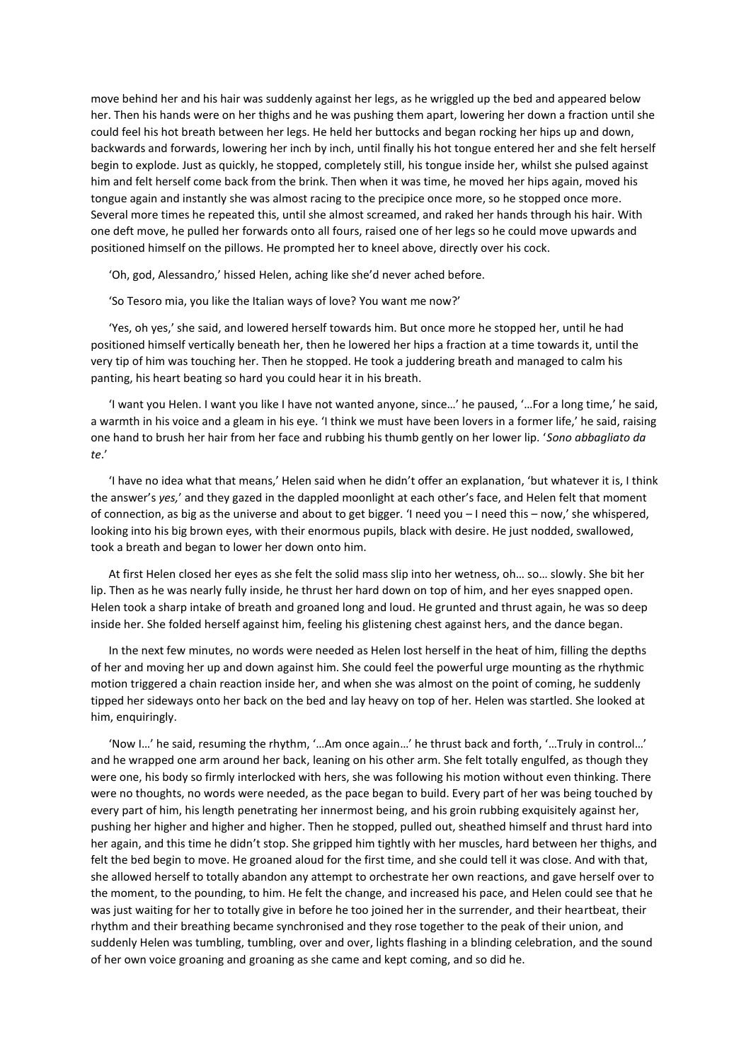move behind her and his hair was suddenly against her legs, as he wriggled up the bed and appeared below her. Then his hands were on her thighs and he was pushing them apart, lowering her down a fraction until she could feel his hot breath between her legs. He held her buttocks and began rocking her hips up and down, backwards and forwards, lowering her inch by inch, until finally his hot tongue entered her and she felt herself begin to explode. Just as quickly, he stopped, completely still, his tongue inside her, whilst she pulsed against him and felt herself come back from the brink. Then when it was time, he moved her hips again, moved his tongue again and instantly she was almost racing to the precipice once more, so he stopped once more. Several more times he repeated this, until she almost screamed, and raked her hands through his hair. With one deft move, he pulled her forwards onto all fours, raised one of her legs so he could move upwards and positioned himself on the pillows. He prompted her to kneel above, directly over his cock.

'Oh, god, Alessandro,' hissed Helen, aching like she'd never ached before.

'So Tesoro mia, you like the Italian ways of love? You want me now?'

'Yes, oh yes,' she said, and lowered herself towards him. But once more he stopped her, until he had positioned himself vertically beneath her, then he lowered her hips a fraction at a time towards it, until the very tip of him was touching her. Then he stopped. He took a juddering breath and managed to calm his panting, his heart beating so hard you could hear it in his breath.

'I want you Helen. I want you like I have not wanted anyone, since…' he paused, '…For a long time,' he said, a warmth in his voice and a gleam in his eye. 'I think we must have been lovers in a former life,' he said, raising one hand to brush her hair from her face and rubbing his thumb gently on her lower lip. '*Sono abbagliato da te*.'

'I have no idea what that means,' Helen said when he didn't offer an explanation, 'but whatever it is, I think the answer's *yes,*' and they gazed in the dappled moonlight at each other's face, and Helen felt that moment of connection, as big as the universe and about to get bigger. 'I need you – I need this – now,' she whispered, looking into his big brown eyes, with their enormous pupils, black with desire. He just nodded, swallowed, took a breath and began to lower her down onto him.

At first Helen closed her eyes as she felt the solid mass slip into her wetness, oh… so… slowly. She bit her lip. Then as he was nearly fully inside, he thrust her hard down on top of him, and her eyes snapped open. Helen took a sharp intake of breath and groaned long and loud. He grunted and thrust again, he was so deep inside her. She folded herself against him, feeling his glistening chest against hers, and the dance began.

In the next few minutes, no words were needed as Helen lost herself in the heat of him, filling the depths of her and moving her up and down against him. She could feel the powerful urge mounting as the rhythmic motion triggered a chain reaction inside her, and when she was almost on the point of coming, he suddenly tipped her sideways onto her back on the bed and lay heavy on top of her. Helen was startled. She looked at him, enquiringly.

'Now I…' he said, resuming the rhythm, '…Am once again…' he thrust back and forth, '…Truly in control…' and he wrapped one arm around her back, leaning on his other arm. She felt totally engulfed, as though they were one, his body so firmly interlocked with hers, she was following his motion without even thinking. There were no thoughts, no words were needed, as the pace began to build. Every part of her was being touched by every part of him, his length penetrating her innermost being, and his groin rubbing exquisitely against her, pushing her higher and higher and higher. Then he stopped, pulled out, sheathed himself and thrust hard into her again, and this time he didn't stop. She gripped him tightly with her muscles, hard between her thighs, and felt the bed begin to move. He groaned aloud for the first time, and she could tell it was close. And with that, she allowed herself to totally abandon any attempt to orchestrate her own reactions, and gave herself over to the moment, to the pounding, to him. He felt the change, and increased his pace, and Helen could see that he was just waiting for her to totally give in before he too joined her in the surrender, and their heartbeat, their rhythm and their breathing became synchronised and they rose together to the peak of their union, and suddenly Helen was tumbling, tumbling, over and over, lights flashing in a blinding celebration, and the sound of her own voice groaning and groaning as she came and kept coming, and so did he.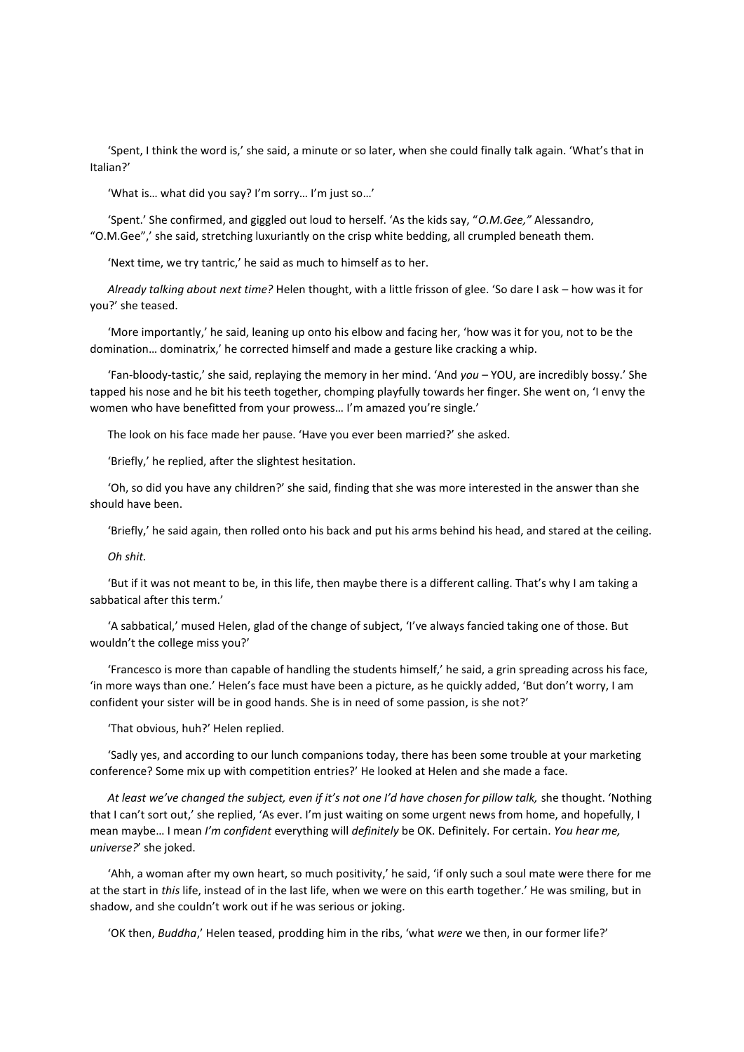'Spent, I think the word is,' she said, a minute or so later, when she could finally talk again. 'What's that in Italian?'

'What is… what did you say? I'm sorry… I'm just so…'

'Spent.' She confirmed, and giggled out loud to herself. 'As the kids say, "*O.M.Gee,"* Alessandro, "O.M.Gee",' she said, stretching luxuriantly on the crisp white bedding, all crumpled beneath them.

'Next time, we try tantric,' he said as much to himself as to her.

*Already talking about next time?* Helen thought, with a little frisson of glee. 'So dare I ask – how was it for you?' she teased.

'More importantly,' he said, leaning up onto his elbow and facing her, 'how was it for you, not to be the domination… dominatrix,' he corrected himself and made a gesture like cracking a whip.

'Fan-bloody-tastic,' she said, replaying the memory in her mind. 'And *you* – YOU, are incredibly bossy.' She tapped his nose and he bit his teeth together, chomping playfully towards her finger. She went on, 'I envy the women who have benefitted from your prowess… I'm amazed you're single.'

The look on his face made her pause. 'Have you ever been married?' she asked.

'Briefly,' he replied, after the slightest hesitation.

'Oh, so did you have any children?' she said, finding that she was more interested in the answer than she should have been.

'Briefly,' he said again, then rolled onto his back and put his arms behind his head, and stared at the ceiling.

*Oh shit.*

'But if it was not meant to be, in this life, then maybe there is a different calling. That's why I am taking a sabbatical after this term.'

'A sabbatical,' mused Helen, glad of the change of subject, 'I've always fancied taking one of those. But wouldn't the college miss you?'

'Francesco is more than capable of handling the students himself,' he said, a grin spreading across his face, 'in more ways than one.' Helen's face must have been a picture, as he quickly added, 'But don't worry, I am confident your sister will be in good hands. She is in need of some passion, is she not?'

'That obvious, huh?' Helen replied.

'Sadly yes, and according to our lunch companions today, there has been some trouble at your marketing conference? Some mix up with competition entries?' He looked at Helen and she made a face.

*At least we've changed the subject, even if it's not one I'd have chosen for pillow talk,* she thought. 'Nothing that I can't sort out,' she replied, 'As ever. I'm just waiting on some urgent news from home, and hopefully, I mean maybe… I mean *I'm confident* everything will *definitely* be OK. Definitely. For certain. *You hear me, universe?*' she joked.

'Ahh, a woman after my own heart, so much positivity,' he said, 'if only such a soul mate were there for me at the start in *this* life, instead of in the last life, when we were on this earth together.' He was smiling, but in shadow, and she couldn't work out if he was serious or joking.

'OK then, *Buddha*,' Helen teased, prodding him in the ribs, 'what *were* we then, in our former life?'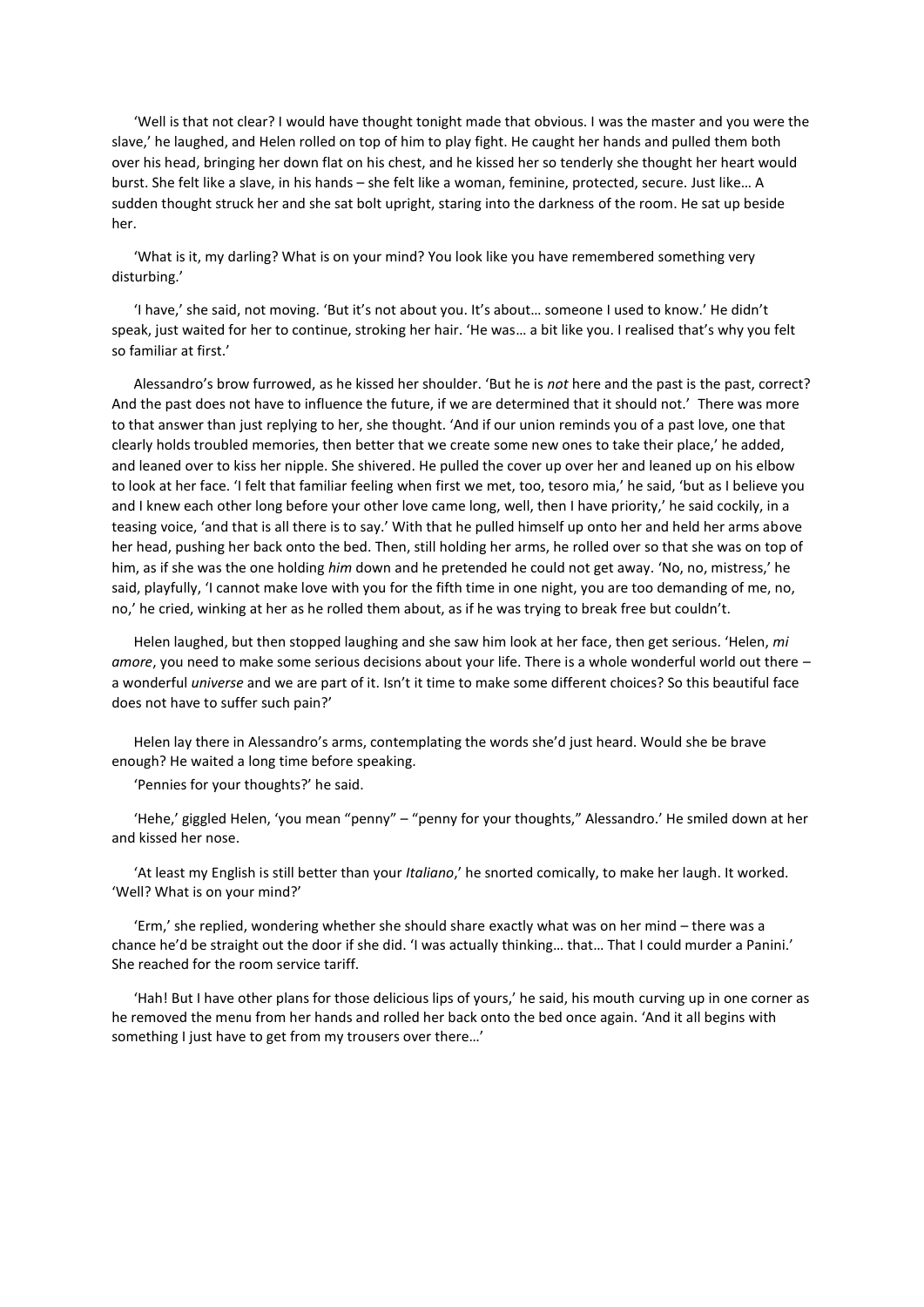'Well is that not clear? I would have thought tonight made that obvious. I was the master and you were the slave,' he laughed, and Helen rolled on top of him to play fight. He caught her hands and pulled them both over his head, bringing her down flat on his chest, and he kissed her so tenderly she thought her heart would burst. She felt like a slave, in his hands – she felt like a woman, feminine, protected, secure. Just like… A sudden thought struck her and she sat bolt upright, staring into the darkness of the room. He sat up beside her.

'What is it, my darling? What is on your mind? You look like you have remembered something very disturbing.'

'I have,' she said, not moving. 'But it's not about you. It's about… someone I used to know.' He didn't speak, just waited for her to continue, stroking her hair. 'He was… a bit like you. I realised that's why you felt so familiar at first.'

Alessandro's brow furrowed, as he kissed her shoulder. 'But he is *not* here and the past is the past, correct? And the past does not have to influence the future, if we are determined that it should not.' There was more to that answer than just replying to her, she thought. 'And if our union reminds you of a past love, one that clearly holds troubled memories, then better that we create some new ones to take their place,' he added, and leaned over to kiss her nipple. She shivered. He pulled the cover up over her and leaned up on his elbow to look at her face. 'I felt that familiar feeling when first we met, too, tesoro mia,' he said, 'but as I believe you and I knew each other long before your other love came long, well, then I have priority,' he said cockily, in a teasing voice, 'and that is all there is to say.' With that he pulled himself up onto her and held her arms above her head, pushing her back onto the bed. Then, still holding her arms, he rolled over so that she was on top of him, as if she was the one holding *him* down and he pretended he could not get away. 'No, no, mistress,' he said, playfully, 'I cannot make love with you for the fifth time in one night, you are too demanding of me, no, no,' he cried, winking at her as he rolled them about, as if he was trying to break free but couldn't.

Helen laughed, but then stopped laughing and she saw him look at her face, then get serious. 'Helen, *mi amore*, you need to make some serious decisions about your life. There is a whole wonderful world out there – a wonderful *universe* and we are part of it. Isn't it time to make some different choices? So this beautiful face does not have to suffer such pain?'

Helen lay there in Alessandro's arms, contemplating the words she'd just heard. Would she be brave enough? He waited a long time before speaking.

'Pennies for your thoughts?' he said.

'Hehe,' giggled Helen, 'you mean "penny" – "penny for your thoughts," Alessandro.' He smiled down at her and kissed her nose.

'At least my English is still better than your *Italiano*,' he snorted comically, to make her laugh. It worked. 'Well? What is on your mind?'

'Erm,' she replied, wondering whether she should share exactly what was on her mind – there was a chance he'd be straight out the door if she did. 'I was actually thinking… that… That I could murder a Panini.' She reached for the room service tariff.

'Hah! But I have other plans for those delicious lips of yours,' he said, his mouth curving up in one corner as he removed the menu from her hands and rolled her back onto the bed once again. 'And it all begins with something I just have to get from my trousers over there…'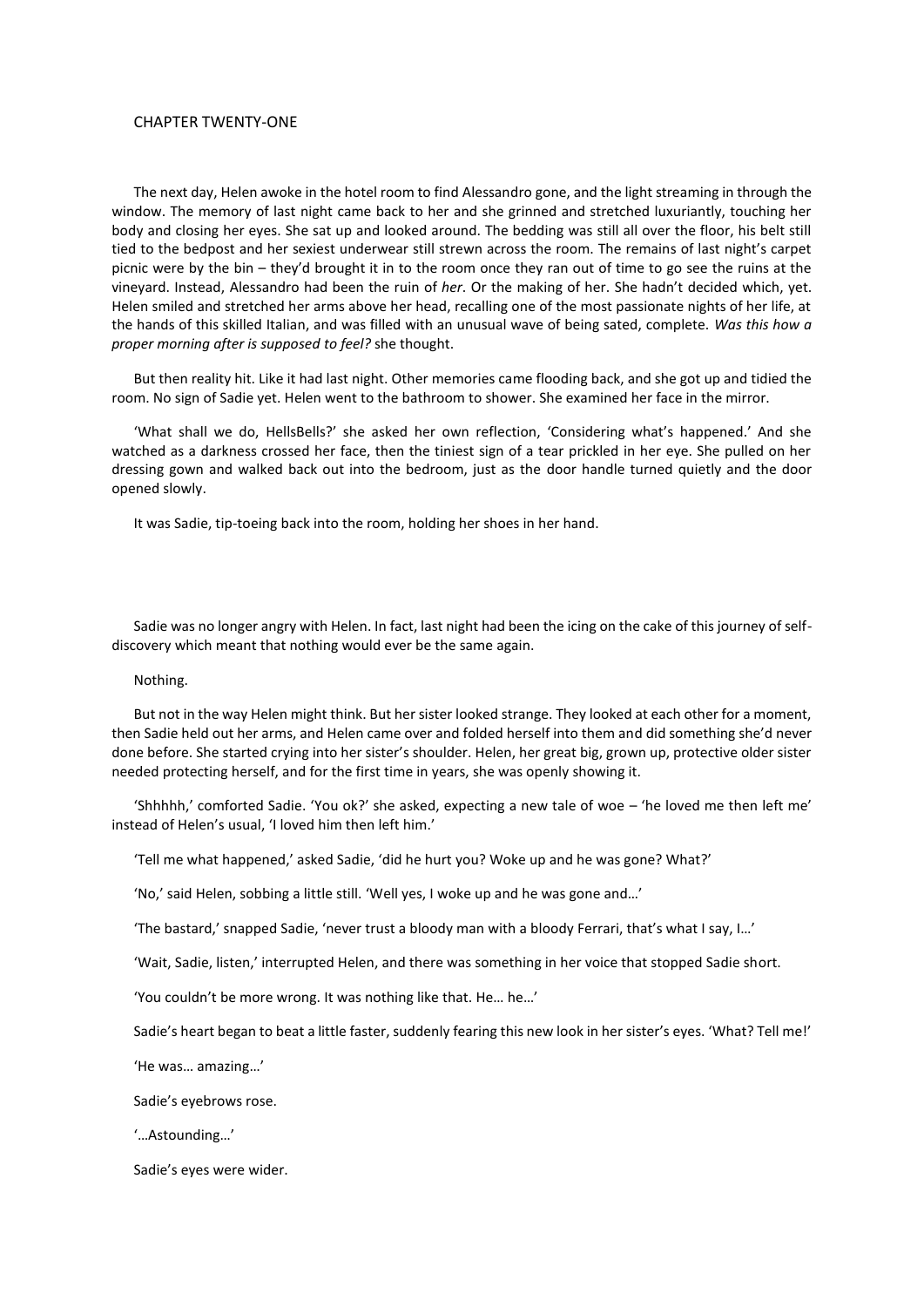## CHAPTER TWENTY-ONE

The next day, Helen awoke in the hotel room to find Alessandro gone, and the light streaming in through the window. The memory of last night came back to her and she grinned and stretched luxuriantly, touching her body and closing her eyes. She sat up and looked around. The bedding was still all over the floor, his belt still tied to the bedpost and her sexiest underwear still strewn across the room. The remains of last night's carpet picnic were by the bin – they'd brought it in to the room once they ran out of time to go see the ruins at the vineyard. Instead, Alessandro had been the ruin of *her*. Or the making of her. She hadn't decided which, yet. Helen smiled and stretched her arms above her head, recalling one of the most passionate nights of her life, at the hands of this skilled Italian, and was filled with an unusual wave of being sated, complete. *Was this how a proper morning after is supposed to feel?* she thought.

But then reality hit. Like it had last night. Other memories came flooding back, and she got up and tidied the room. No sign of Sadie yet. Helen went to the bathroom to shower. She examined her face in the mirror.

'What shall we do, HellsBells?' she asked her own reflection, 'Considering what's happened.' And she watched as a darkness crossed her face, then the tiniest sign of a tear prickled in her eye. She pulled on her dressing gown and walked back out into the bedroom, just as the door handle turned quietly and the door opened slowly.

It was Sadie, tip-toeing back into the room, holding her shoes in her hand.

Sadie was no longer angry with Helen. In fact, last night had been the icing on the cake of this journey of self-discovery which meant that nothing would ever be the same again.

Nothing.

But not in the way Helen might think. But her sister looked strange. They looked at each other for a moment, then Sadie held out her arms, and Helen came over and folded herself into them and did something she'd never done before. She started crying into her sister's shoulder. Helen, her great big, grown up, protective older sister needed protecting herself, and for the first time in years, she was openly showing it.

'Shhhhh,' comforted Sadie. 'You ok?' she asked, expecting a new tale of woe – 'he loved me then left me' instead of Helen's usual, 'I loved him then left him.'

'Tell me what happened,' asked Sadie, 'did he hurt you? Woke up and he was gone? What?'

'No,' said Helen, sobbing a little still. 'Well yes, I woke up and he was gone and…'

'The bastard,' snapped Sadie, 'never trust a bloody man with a bloody Ferrari, that's what I say, I…'

'Wait, Sadie, listen,' interrupted Helen, and there was something in her voice that stopped Sadie short.

'You couldn't be more wrong. It was nothing like that. He… he…'

Sadie's heart began to beat a little faster, suddenly fearing this new look in her sister's eyes. 'What? Tell me!'

'He was… amazing…'

Sadie's eyebrows rose.

'…Astounding…'

Sadie's eyes were wider.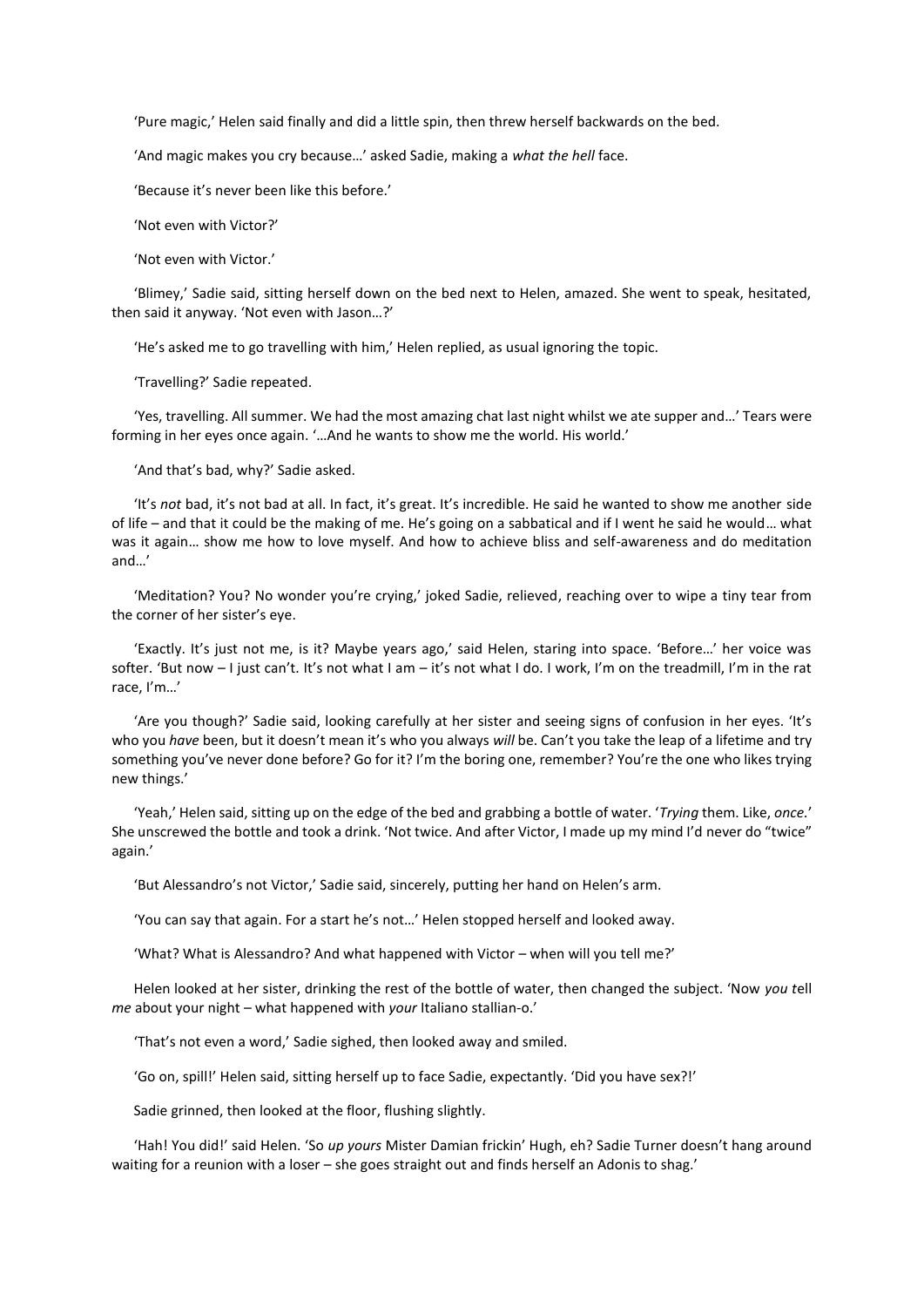'Pure magic,' Helen said finally and did a little spin, then threw herself backwards on the bed.

'And magic makes you cry because…' asked Sadie, making a *what the hell* face.

'Because it's never been like this before.'

'Not even with Victor?'

'Not even with Victor.'

'Blimey,' Sadie said, sitting herself down on the bed next to Helen, amazed. She went to speak, hesitated, then said it anyway. 'Not even with Jason…?'

'He's asked me to go travelling with him,' Helen replied, as usual ignoring the topic.

'Travelling?' Sadie repeated.

'Yes, travelling. All summer. We had the most amazing chat last night whilst we ate supper and…' Tears were forming in her eyes once again. '…And he wants to show me the world. His world.'

'And that's bad, why?' Sadie asked.

'It's *not* bad, it's not bad at all. In fact, it's great. It's incredible. He said he wanted to show me another side of life – and that it could be the making of me. He's going on a sabbatical and if I went he said he would… what was it again… show me how to love myself. And how to achieve bliss and self-awareness and do meditation and…'

'Meditation? You? No wonder you're crying,' joked Sadie, relieved, reaching over to wipe a tiny tear from the corner of her sister's eye.

'Exactly. It's just not me, is it? Maybe years ago,' said Helen, staring into space. 'Before…' her voice was softer. 'But now – I just can't. It's not what I am – it's not what I do. I work, I'm on the treadmill, I'm in the rat race, I'm…'

'Are you though?' Sadie said, looking carefully at her sister and seeing signs of confusion in her eyes. 'It's who you *have* been, but it doesn't mean it's who you always *will* be. Can't you take the leap of a lifetime and try something you've never done before? Go for it? I'm the boring one, remember? You're the one who likes trying new things.'

'Yeah,' Helen said, sitting up on the edge of the bed and grabbing a bottle of water. '*Trying* them. Like, *once*.' She unscrewed the bottle and took a drink. 'Not twice. And after Victor, I made up my mind I'd never do "twice" again.'

'But Alessandro's not Victor,' Sadie said, sincerely, putting her hand on Helen's arm.

'You can say that again. For a start he's not…' Helen stopped herself and looked away.

'What? What is Alessandro? And what happened with Victor – when will you tell me?'

Helen looked at her sister, drinking the rest of the bottle of water, then changed the subject. 'Now *you t*ell *me* about your night – what happened with *your* Italiano stallian-o.'

'That's not even a word,' Sadie sighed, then looked away and smiled.

'Go on, spill!' Helen said, sitting herself up to face Sadie, expectantly. 'Did you have sex?!'

Sadie grinned, then looked at the floor, flushing slightly.

'Hah! You did!' said Helen. 'So *up yours* Mister Damian frickin' Hugh, eh? Sadie Turner doesn't hang around waiting for a reunion with a loser – she goes straight out and finds herself an Adonis to shag.'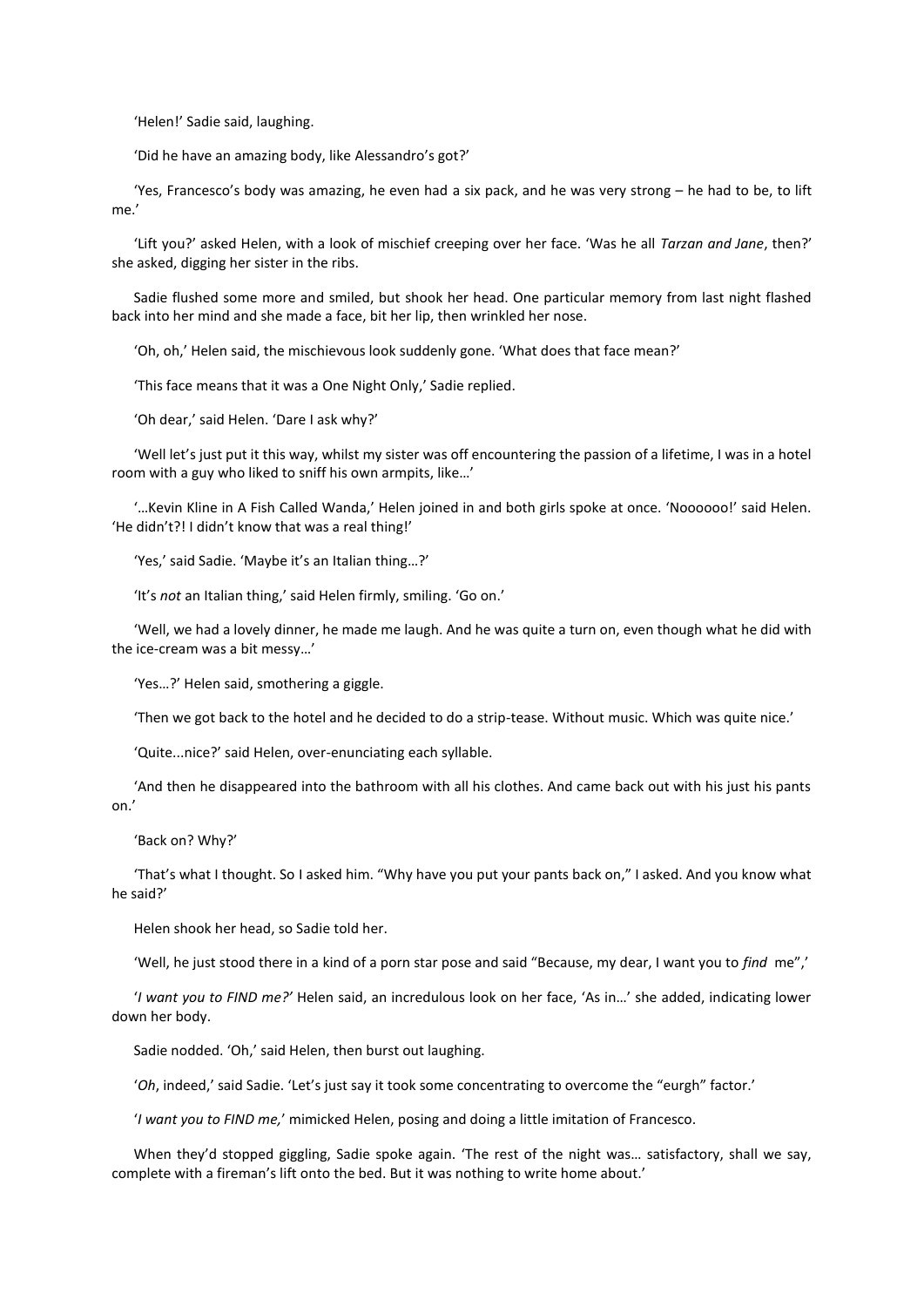'Helen!' Sadie said, laughing.

'Did he have an amazing body, like Alessandro's got?'

'Yes, Francesco's body was amazing, he even had a six pack, and he was very strong – he had to be, to lift me.'

'Lift you?' asked Helen, with a look of mischief creeping over her face. 'Was he all *Tarzan and Jane*, then?' she asked, digging her sister in the ribs.

Sadie flushed some more and smiled, but shook her head. One particular memory from last night flashed back into her mind and she made a face, bit her lip, then wrinkled her nose.

'Oh, oh,' Helen said, the mischievous look suddenly gone. 'What does that face mean?'

'This face means that it was a One Night Only,' Sadie replied.

'Oh dear,' said Helen. 'Dare I ask why?'

'Well let's just put it this way, whilst my sister was off encountering the passion of a lifetime, I was in a hotel room with a guy who liked to sniff his own armpits, like…'

'…Kevin Kline in A Fish Called Wanda,' Helen joined in and both girls spoke at once. 'Noooooo!' said Helen. 'He didn't?! I didn't know that was a real thing!'

'Yes,' said Sadie. 'Maybe it's an Italian thing…?'

'It's *not* an Italian thing,' said Helen firmly, smiling. 'Go on.'

'Well, we had a lovely dinner, he made me laugh. And he was quite a turn on, even though what he did with the ice-cream was a bit messy…'

'Yes…?' Helen said, smothering a giggle.

'Then we got back to the hotel and he decided to do a strip-tease. Without music. Which was quite nice.'

'Quite...nice?' said Helen, over-enunciating each syllable.

'And then he disappeared into the bathroom with all his clothes. And came back out with his just his pants on.'

'Back on? Why?'

'That's what I thought. So I asked him. "Why have you put your pants back on," I asked. And you know what he said?'

Helen shook her head, so Sadie told her.

'Well, he just stood there in a kind of a porn star pose and said "Because, my dear, I want you to *find* me",'

'*I want you to FIND me?'* Helen said, an incredulous look on her face, 'As in…' she added, indicating lower down her body.

Sadie nodded. 'Oh,' said Helen, then burst out laughing.

'*Oh*, indeed,' said Sadie. 'Let's just say it took some concentrating to overcome the "eurgh" factor.'

'*I want you to FIND me,*' mimicked Helen, posing and doing a little imitation of Francesco.

When they'd stopped giggling, Sadie spoke again. 'The rest of the night was… satisfactory, shall we say, complete with a fireman's lift onto the bed. But it was nothing to write home about.'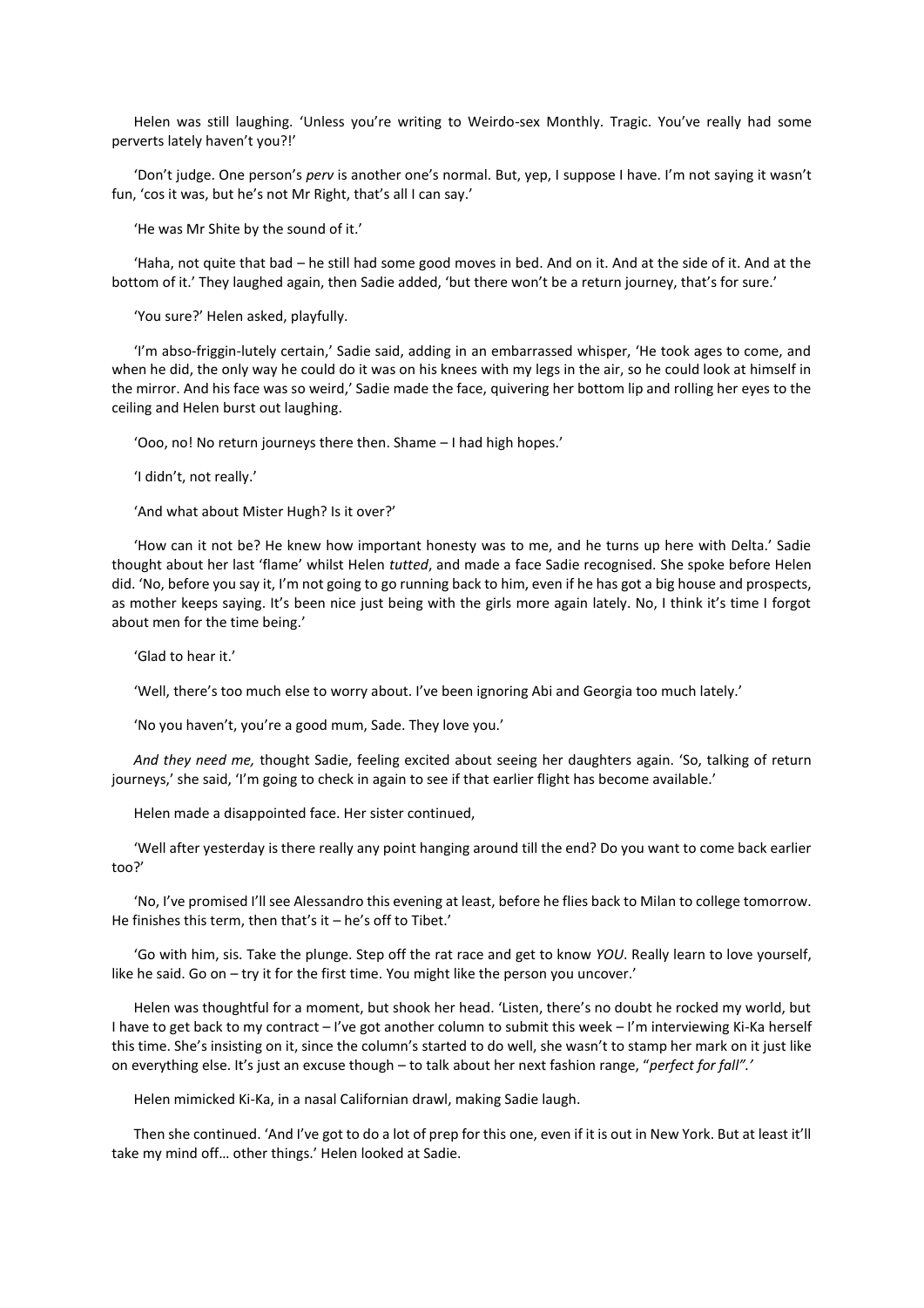Helen was still laughing. 'Unless you're writing to Weirdo-sex Monthly. Tragic. You've really had some perverts lately haven't you?!'

'Don't judge. One person's *perv* is another one's normal. But, yep, I suppose I have. I'm not saying it wasn't fun, 'cos it was, but he's not Mr Right, that's all I can say.'

'He was Mr Shite by the sound of it.'

'Haha, not quite that bad – he still had some good moves in bed. And on it. And at the side of it. And at the bottom of it.' They laughed again, then Sadie added, 'but there won't be a return journey, that's for sure.'

'You sure?' Helen asked, playfully.

'I'm abso-friggin-lutely certain,' Sadie said, adding in an embarrassed whisper, 'He took ages to come, and when he did, the only way he could do it was on his knees with my legs in the air, so he could look at himself in the mirror. And his face was so weird,' Sadie made the face, quivering her bottom lip and rolling her eyes to the ceiling and Helen burst out laughing.

'Ooo, no! No return journeys there then. Shame – I had high hopes.'

'I didn't, not really.'

'And what about Mister Hugh? Is it over?'

'How can it not be? He knew how important honesty was to me, and he turns up here with Delta.' Sadie thought about her last 'flame' whilst Helen *tutted*, and made a face Sadie recognised. She spoke before Helen did. 'No, before you say it, I'm not going to go running back to him, even if he has got a big house and prospects, as mother keeps saying. It's been nice just being with the girls more again lately. No, I think it's time I forgot about men for the time being.'

'Glad to hear it.'

'Well, there's too much else to worry about. I've been ignoring Abi and Georgia too much lately.'

'No you haven't, you're a good mum, Sade. They love you.'

*And they need me,* thought Sadie, feeling excited about seeing her daughters again. 'So, talking of return journeys,' she said, 'I'm going to check in again to see if that earlier flight has become available.'

Helen made a disappointed face. Her sister continued,

'Well after yesterday is there really any point hanging around till the end? Do you want to come back earlier too?'

'No, I've promised I'll see Alessandro this evening at least, before he flies back to Milan to college tomorrow. He finishes this term, then that's it – he's off to Tibet.'

'Go with him, sis. Take the plunge. Step off the rat race and get to know *YOU*. Really learn to love yourself, like he said. Go on – try it for the first time. You might like the person you uncover.'

Helen was thoughtful for a moment, but shook her head. 'Listen, there's no doubt he rocked my world, but I have to get back to my contract – I've got another column to submit this week – I'm interviewing Ki-Ka herself this time. She's insisting on it, since the column's started to do well, she wasn't to stamp her mark on it just like on everything else. It's just an excuse though – to talk about her next fashion range, "*perfect for fall".'*

Helen mimicked Ki-Ka, in a nasal Californian drawl, making Sadie laugh.

Then she continued. 'And I've got to do a lot of prep for this one, even if it is out in New York. But at least it'll take my mind off… other things.' Helen looked at Sadie.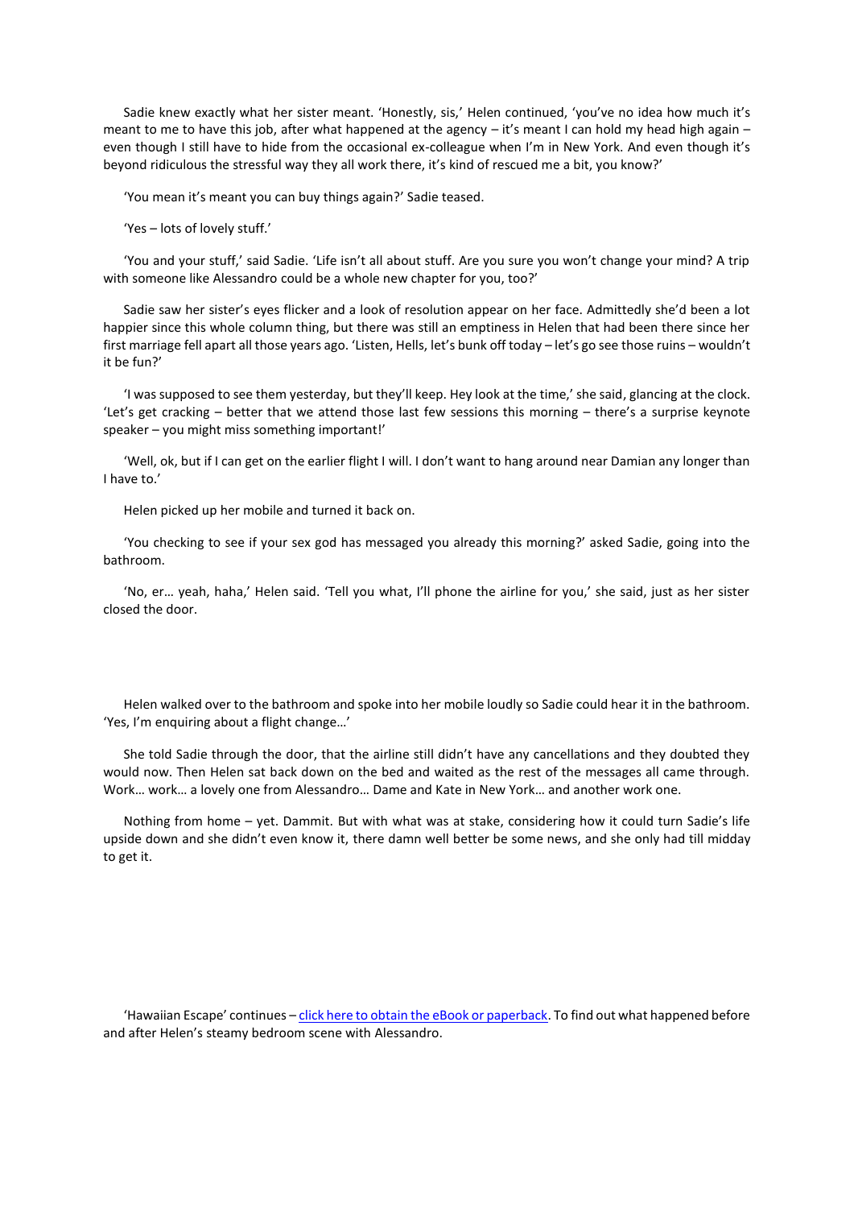Sadie knew exactly what her sister meant. 'Honestly, sis,' Helen continued, 'you've no idea how much it's meant to me to have this job, after what happened at the agency – it's meant I can hold my head high again – even though I still have to hide from the occasional ex-colleague when I'm in New York. And even though it's beyond ridiculous the stressful way they all work there, it's kind of rescued me a bit, you know?'

'You mean it's meant you can buy things again?' Sadie teased.

'Yes – lots of lovely stuff.'

'You and your stuff,' said Sadie. 'Life isn't all about stuff. Are you sure you won't change your mind? A trip with someone like Alessandro could be a whole new chapter for you, too?'

Sadie saw her sister's eyes flicker and a look of resolution appear on her face. Admittedly she'd been a lot happier since this whole column thing, but there was still an emptiness in Helen that had been there since her first marriage fell apart all those years ago. 'Listen, Hells, let's bunk off today – let's go see those ruins – wouldn't it be fun?'

'I was supposed to see them yesterday, but they'll keep. Hey look at the time,' she said, glancing at the clock. 'Let's get cracking – better that we attend those last few sessions this morning – there's a surprise keynote speaker – you might miss something important!'

'Well, ok, but if I can get on the earlier flight I will. I don't want to hang around near Damian any longer than I have to.'

Helen picked up her mobile and turned it back on.

'You checking to see if your sex god has messaged you already this morning?' asked Sadie, going into the bathroom.

'No, er… yeah, haha,' Helen said. 'Tell you what, I'll phone the airline for you,' she said, just as her sister closed the door.

Helen walked over to the bathroom and spoke into her mobile loudly so Sadie could hear it in the bathroom. 'Yes, I'm enquiring about a flight change…'

She told Sadie through the door, that the airline still didn't have any cancellations and they doubted they would now. Then Helen sat back down on the bed and waited as the rest of the messages all came through. Work… work… a lovely one from Alessandro… Dame and Kate in New York… and another work one.

Nothing from home – yet. Dammit. But with what was at stake, considering how it could turn Sadie's life upside down and she didn't even know it, there damn well better be some news, and she only had till midday to get it.

'Hawaiian Escape' continues – [click here to obtain the eBook or paperback](). To find out what happened before and after Helen's steamy bedroom scene with Alessandro.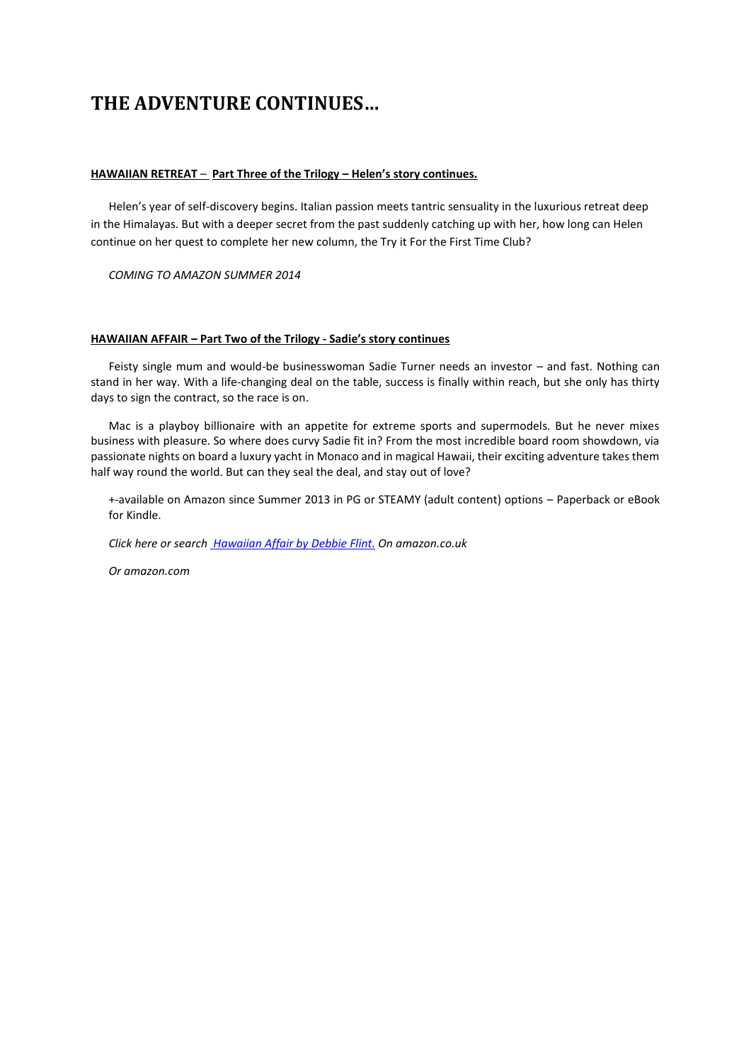# THE ADVENTURE CONTINUES…

**HAWAIIAN RETREAT – Part Three of the Trilogy – Helen's story continues.**

Helen's year of self-discovery begins. Italian passion meets tantric sensuality in the luxurious retreat deep in the Himalayas. But with a deeper secret from the past suddenly catching up with her, how long can Helen continue on her quest to complete her new column, the Try it For the First Time Club?

*COMING TO AMAZON SUMMER 2014*

**HAWAIIAN AFFAIR – Part Two of the Trilogy - Sadie's story continues**

Feisty single mum and would-be businesswoman Sadie Turner needs an investor – and fast. Nothing can stand in her way. With a life-changing deal on the table, success is finally within reach, but she only has thirty days to sign the contract, so the race is on.

Mac is a playboy billionaire with an appetite for extreme sports and supermodels. But he never mixes business with pleasure. So where does curvy Sadie fit in? From the most incredible board room showdown, via passionate nights on board a luxury yacht in Monaco and in magical Hawaii, their exciting adventure takes them half way round the world. But can they seal the deal, and stay out of love?

+-available on Amazon since Summer 2013 in PG or STEAMY (adult content) options – Paperback or eBook for Kindle.

*Click here or search Hawaiian Affair by Debbie Flint. On amazon.co.uk*

*Or amazon.com*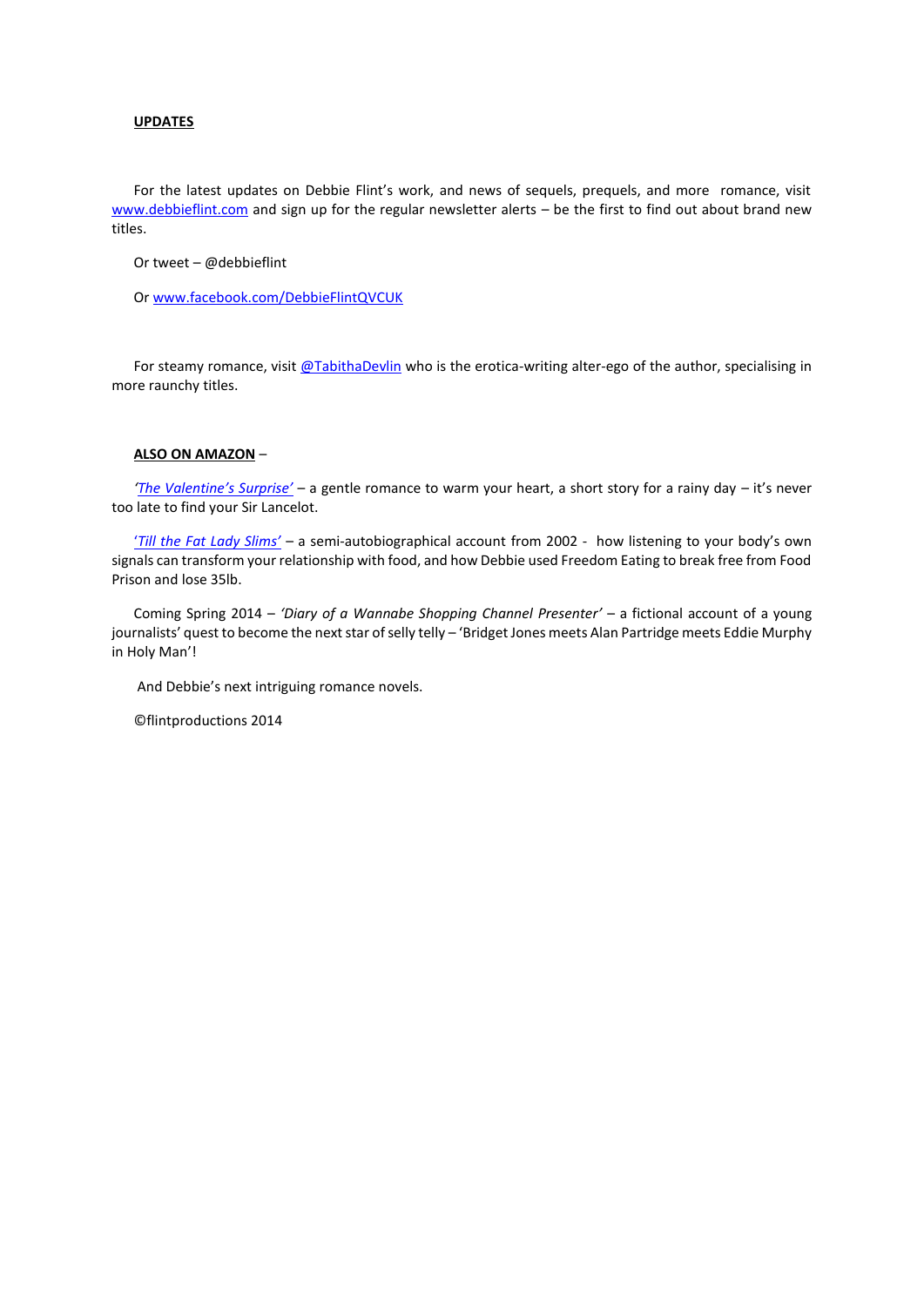**UPDATES**

For the latest updates on Debbie Flint's work, and news of sequels, prequels, and more romance, visit [www.debbieflint.com](www.debbieflint.com) and sign up for the regular newsletter alerts – be the first to find out about brand new titles.

Or tweet – @debbieflint

Or [www.facebook.com/DebbieFlintQVCUK](www.facebook.com/DebbieFlintQVCUK)

For steamy romance, visit [@TabithaDevlin](@TabithaDevlin) who is the erotica-writing alter-ego of the author, specialising in more raunchy titles.

**ALSO ON AMAZON** –

*'The Valentine's Surprise'* – a gentle romance to warm your heart, a short story for a rainy day – it's never too late to find your Sir Lancelot.

*'Till the Fat Lady Slims'* – a semi-autobiographical account from 2002 - how listening to your body's own signals can transform your relationship with food, and how Debbie used Freedom Eating to break free from Food Prison and lose 35lb.

Coming Spring 2014 – *'Diary of a Wannabe Shopping Channel Presenter'* – a fictional account of a young journalists' quest to become the next star of selly telly – 'Bridget Jones meets Alan Partridge meets Eddie Murphy in Holy Man'!

And Debbie's next intriguing romance novels.

©flintproductions 2014